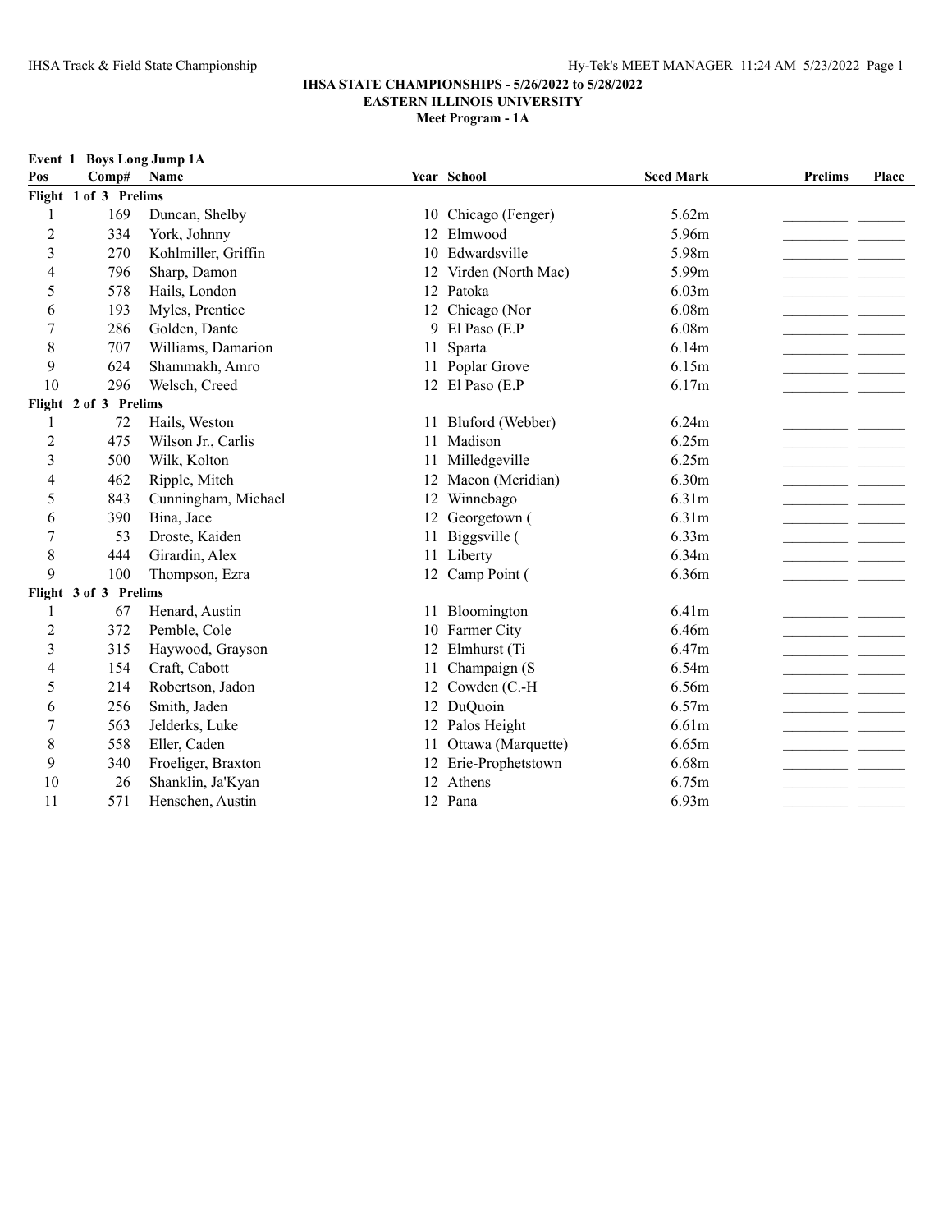**IHSA STATE CHAMPIONSHIPS - 5/26/2022 to 5/28/2022**
**EASTERN ILLINOIS UNIVERSITY**
**Meet Program - 1A**

**Event 1 Boys Long Jump 1A**

| Pos | Comp# | Name | Year | School | Seed Mark | Prelims | Place |
|---|---|---|---|---|---|---|---|
| **Flight 1 of 3 Prelims** | | | | | | | |
| 1 | 169 | Duncan, Shelby | 10 | Chicago (Fenger) | 5.62m | _________ | _______ |
| 2 | 334 | York, Johnny | 12 | Elmwood | 5.96m | _________ | _______ |
| 3 | 270 | Kohlmiller, Griffin | 10 | Edwardsville | 5.98m | _________ | _______ |
| 4 | 796 | Sharp, Damon | 12 | Virden (North Mac) | 5.99m | _________ | _______ |
| 5 | 578 | Hails, London | 12 | Patoka | 6.03m | _________ | _______ |
| 6 | 193 | Myles, Prentice | 12 | Chicago (Nor | 6.08m | _________ | _______ |
| 7 | 286 | Golden, Dante | 9 | El Paso (E.P | 6.08m | _________ | _______ |
| 8 | 707 | Williams, Damarion | 11 | Sparta | 6.14m | _________ | _______ |
| 9 | 624 | Shammakh, Amro | 11 | Poplar Grove | 6.15m | _________ | _______ |
| 10 | 296 | Welsch, Creed | 12 | El Paso (E.P | 6.17m | _________ | _______ |
| **Flight 2 of 3 Prelims** | | | | | | | |
| 1 | 72 | Hails, Weston | 11 | Bluford (Webber) | 6.24m | _________ | _______ |
| 2 | 475 | Wilson Jr., Carlis | 11 | Madison | 6.25m | _________ | _______ |
| 3 | 500 | Wilk, Kolton | 11 | Milledgeville | 6.25m | _________ | _______ |
| 4 | 462 | Ripple, Mitch | 12 | Macon (Meridian) | 6.30m | _________ | _______ |
| 5 | 843 | Cunningham, Michael | 12 | Winnebago | 6.31m | _________ | _______ |
| 6 | 390 | Bina, Jace | 12 | Georgetown ( | 6.31m | _________ | _______ |
| 7 | 53 | Droste, Kaiden | 11 | Biggsville ( | 6.33m | _________ | _______ |
| 8 | 444 | Girardin, Alex | 11 | Liberty | 6.34m | _________ | _______ |
| 9 | 100 | Thompson, Ezra | 12 | Camp Point ( | 6.36m | _________ | _______ |
| **Flight 3 of 3 Prelims** | | | | | | | |
| 1 | 67 | Henard, Austin | 11 | Bloomington | 6.41m | _________ | _______ |
| 2 | 372 | Pemble, Cole | 10 | Farmer City | 6.46m | _________ | _______ |
| 3 | 315 | Haywood, Grayson | 12 | Elmhurst (Ti | 6.47m | _________ | _______ |
| 4 | 154 | Craft, Cabott | 11 | Champaign (S | 6.54m | _________ | _______ |
| 5 | 214 | Robertson, Jadon | 12 | Cowden (C.-H | 6.56m | _________ | _______ |
| 6 | 256 | Smith, Jaden | 12 | DuQuoin | 6.57m | _________ | _______ |
| 7 | 563 | Jelderks, Luke | 12 | Palos Height | 6.61m | _________ | _______ |
| 8 | 558 | Eller, Caden | 11 | Ottawa (Marquette) | 6.65m | _________ | _______ |
| 9 | 340 | Froeliger, Braxton | 12 | Erie-Prophetstown | 6.68m | _________ | _______ |
| 10 | 26 | Shanklin, Ja'Kyan | 12 | Athens | 6.75m | _________ | _______ |
| 11 | 571 | Henschen, Austin | 12 | Pana | 6.93m | _________ | _______ |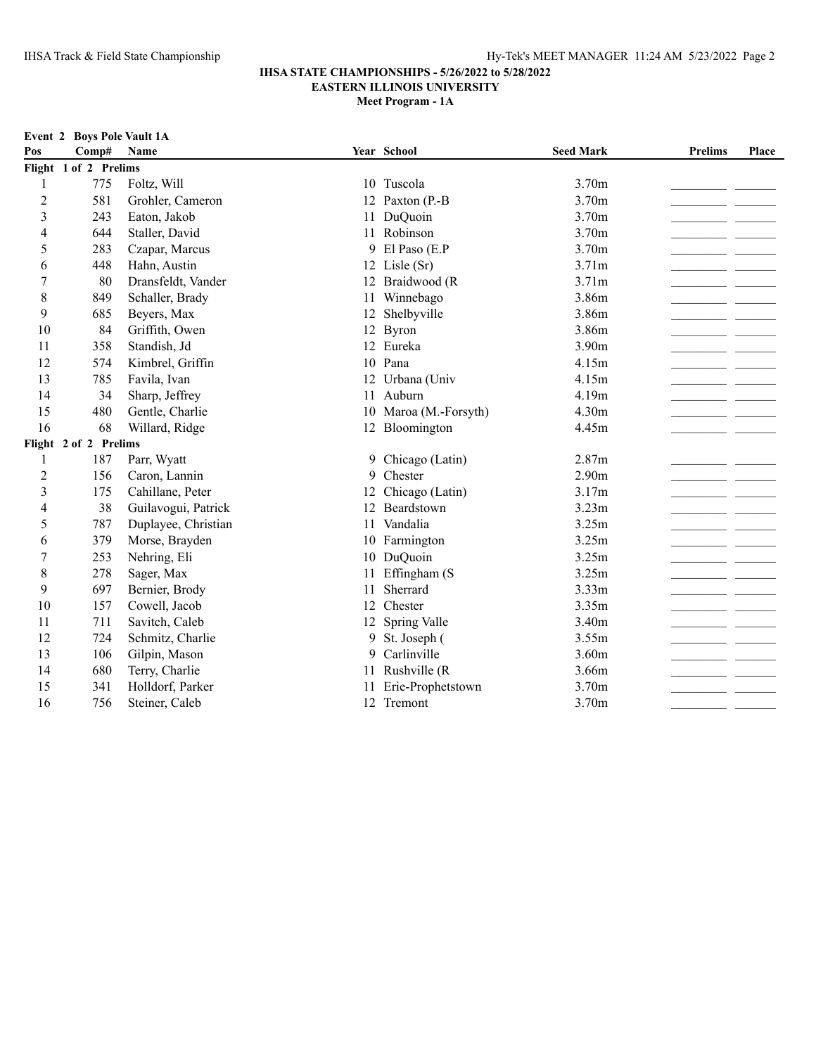**IHSA STATE CHAMPIONSHIPS - 5/26/2022 to 5/28/2022**
**EASTERN ILLINOIS UNIVERSITY**
**Meet Program - 1A**

**Event 2 Boys Pole Vault 1A**

| Pos | Comp# | Name | Year | School | Seed Mark | Prelims | Place |
|---|---|---|---|---|---|---|---|
| **Flight 1 of 2 Prelims** | | | | | | | |
| 1 | 775 | Foltz, Will | 10 | Tuscola | 3.70m | _________ | _______ |
| 2 | 581 | Grohler, Cameron | 12 | Paxton (P.-B | 3.70m | _________ | _______ |
| 3 | 243 | Eaton, Jakob | 11 | DuQuoin | 3.70m | _________ | _______ |
| 4 | 644 | Staller, David | 11 | Robinson | 3.70m | _________ | _______ |
| 5 | 283 | Czapar, Marcus | 9 | El Paso (E.P | 3.70m | _________ | _______ |
| 6 | 448 | Hahn, Austin | 12 | Lisle (Sr) | 3.71m | _________ | _______ |
| 7 | 80 | Dransfeldt, Vander | 12 | Braidwood (R | 3.71m | _________ | _______ |
| 8 | 849 | Schaller, Brady | 11 | Winnebago | 3.86m | _________ | _______ |
| 9 | 685 | Beyers, Max | 12 | Shelbyville | 3.86m | _________ | _______ |
| 10 | 84 | Griffith, Owen | 12 | Byron | 3.86m | _________ | _______ |
| 11 | 358 | Standish, Jd | 12 | Eureka | 3.90m | _________ | _______ |
| 12 | 574 | Kimbrel, Griffin | 10 | Pana | 4.15m | _________ | _______ |
| 13 | 785 | Favila, Ivan | 12 | Urbana (Univ | 4.15m | _________ | _______ |
| 14 | 34 | Sharp, Jeffrey | 11 | Auburn | 4.19m | _________ | _______ |
| 15 | 480 | Gentle, Charlie | 10 | Maroa (M.-Forsyth) | 4.30m | _________ | _______ |
| 16 | 68 | Willard, Ridge | 12 | Bloomington | 4.45m | _________ | _______ |
| **Flight 2 of 2 Prelims** | | | | | | | |
| 1 | 187 | Parr, Wyatt | 9 | Chicago (Latin) | 2.87m | _________ | _______ |
| 2 | 156 | Caron, Lannin | 9 | Chester | 2.90m | _________ | _______ |
| 3 | 175 | Cahillane, Peter | 12 | Chicago (Latin) | 3.17m | _________ | _______ |
| 4 | 38 | Guilavogui, Patrick | 12 | Beardstown | 3.23m | _________ | _______ |
| 5 | 787 | Duplayee, Christian | 11 | Vandalia | 3.25m | _________ | _______ |
| 6 | 379 | Morse, Brayden | 10 | Farmington | 3.25m | _________ | _______ |
| 7 | 253 | Nehring, Eli | 10 | DuQuoin | 3.25m | _________ | _______ |
| 8 | 278 | Sager, Max | 11 | Effingham (S | 3.25m | _________ | _______ |
| 9 | 697 | Bernier, Brody | 11 | Sherrard | 3.33m | _________ | _______ |
| 10 | 157 | Cowell, Jacob | 12 | Chester | 3.35m | _________ | _______ |
| 11 | 711 | Savitch, Caleb | 12 | Spring Valle | 3.40m | _________ | _______ |
| 12 | 724 | Schmitz, Charlie | 9 | St. Joseph ( | 3.55m | _________ | _______ |
| 13 | 106 | Gilpin, Mason | 9 | Carlinville | 3.60m | _________ | _______ |
| 14 | 680 | Terry, Charlie | 11 | Rushville (R | 3.66m | _________ | _______ |
| 15 | 341 | Holldorf, Parker | 11 | Erie-Prophetstown | 3.70m | _________ | _______ |
| 16 | 756 | Steiner, Caleb | 12 | Tremont | 3.70m | _________ | _______ |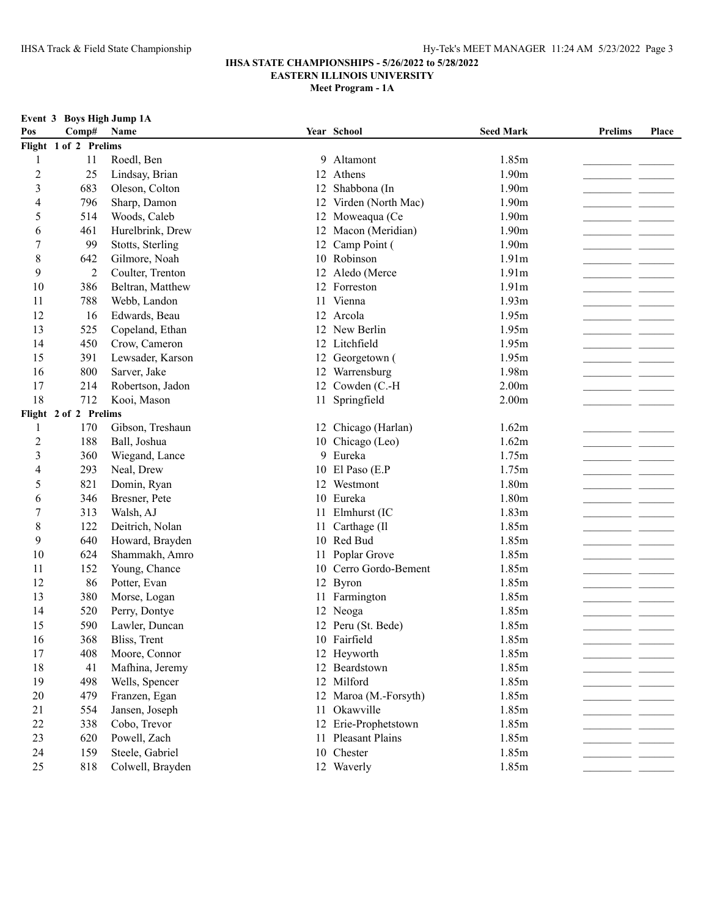**IHSA STATE CHAMPIONSHIPS - 5/26/2022 to 5/28/2022**
**EASTERN ILLINOIS UNIVERSITY**
**Meet Program - 1A**

**Event 3 Boys High Jump 1A**

| Pos | Comp# | Name | Year | School | Seed Mark | Prelims | Place |
|---|---|---|---|---|---|---|---|
| **Flight 1 of 2 Prelims** | | | | | | | |
| 1 | 11 | Roedl, Ben | 9 | Altamont | 1.85m | _________ | _______ |
| 2 | 25 | Lindsay, Brian | 12 | Athens | 1.90m | _________ | _______ |
| 3 | 683 | Oleson, Colton | 12 | Shabbona (In | 1.90m | _________ | _______ |
| 4 | 796 | Sharp, Damon | 12 | Virden (North Mac) | 1.90m | _________ | _______ |
| 5 | 514 | Woods, Caleb | 12 | Moweaqua (Ce | 1.90m | _________ | _______ |
| 6 | 461 | Hurelbrink, Drew | 12 | Macon (Meridian) | 1.90m | _________ | _______ |
| 7 | 99 | Stotts, Sterling | 12 | Camp Point ( | 1.90m | _________ | _______ |
| 8 | 642 | Gilmore, Noah | 10 | Robinson | 1.91m | _________ | _______ |
| 9 | 2 | Coulter, Trenton | 12 | Aledo (Merce | 1.91m | _________ | _______ |
| 10 | 386 | Beltran, Matthew | 12 | Forreston | 1.91m | _________ | _______ |
| 11 | 788 | Webb, Landon | 11 | Vienna | 1.93m | _________ | _______ |
| 12 | 16 | Edwards, Beau | 12 | Arcola | 1.95m | _________ | _______ |
| 13 | 525 | Copeland, Ethan | 12 | New Berlin | 1.95m | _________ | _______ |
| 14 | 450 | Crow, Cameron | 12 | Litchfield | 1.95m | _________ | _______ |
| 15 | 391 | Lewsader, Karson | 12 | Georgetown ( | 1.95m | _________ | _______ |
| 16 | 800 | Sarver, Jake | 12 | Warrensburg | 1.98m | _________ | _______ |
| 17 | 214 | Robertson, Jadon | 12 | Cowden (C.-H | 2.00m | _________ | _______ |
| 18 | 712 | Kooi, Mason | 11 | Springfield | 2.00m | _________ | _______ |
| **Flight 2 of 2 Prelims** | | | | | | | |
| 1 | 170 | Gibson, Treshaun | 12 | Chicago (Harlan) | 1.62m | _________ | _______ |
| 2 | 188 | Ball, Joshua | 10 | Chicago (Leo) | 1.62m | _________ | _______ |
| 3 | 360 | Wiegand, Lance | 9 | Eureka | 1.75m | _________ | _______ |
| 4 | 293 | Neal, Drew | 10 | El Paso (E.P | 1.75m | _________ | _______ |
| 5 | 821 | Domin, Ryan | 12 | Westmont | 1.80m | _________ | _______ |
| 6 | 346 | Bresner, Pete | 10 | Eureka | 1.80m | _________ | _______ |
| 7 | 313 | Walsh, AJ | 11 | Elmhurst (IC | 1.83m | _________ | _______ |
| 8 | 122 | Deitrich, Nolan | 11 | Carthage (Il | 1.85m | _________ | _______ |
| 9 | 640 | Howard, Brayden | 10 | Red Bud | 1.85m | _________ | _______ |
| 10 | 624 | Shammakh, Amro | 11 | Poplar Grove | 1.85m | _________ | _______ |
| 11 | 152 | Young, Chance | 10 | Cerro Gordo-Bement | 1.85m | _________ | _______ |
| 12 | 86 | Potter, Evan | 12 | Byron | 1.85m | _________ | _______ |
| 13 | 380 | Morse, Logan | 11 | Farmington | 1.85m | _________ | _______ |
| 14 | 520 | Perry, Dontye | 12 | Neoga | 1.85m | _________ | _______ |
| 15 | 590 | Lawler, Duncan | 12 | Peru (St. Bede) | 1.85m | _________ | _______ |
| 16 | 368 | Bliss, Trent | 10 | Fairfield | 1.85m | _________ | _______ |
| 17 | 408 | Moore, Connor | 12 | Heyworth | 1.85m | _________ | _______ |
| 18 | 41 | Mafhina, Jeremy | 12 | Beardstown | 1.85m | _________ | _______ |
| 19 | 498 | Wells, Spencer | 12 | Milford | 1.85m | _________ | _______ |
| 20 | 479 | Franzen, Egan | 12 | Maroa (M.-Forsyth) | 1.85m | _________ | _______ |
| 21 | 554 | Jansen, Joseph | 11 | Okawville | 1.85m | _________ | _______ |
| 22 | 338 | Cobo, Trevor | 12 | Erie-Prophetstown | 1.85m | _________ | _______ |
| 23 | 620 | Powell, Zach | 11 | Pleasant Plains | 1.85m | _________ | _______ |
| 24 | 159 | Steele, Gabriel | 10 | Chester | 1.85m | _________ | _______ |
| 25 | 818 | Colwell, Brayden | 12 | Waverly | 1.85m | _________ | _______ |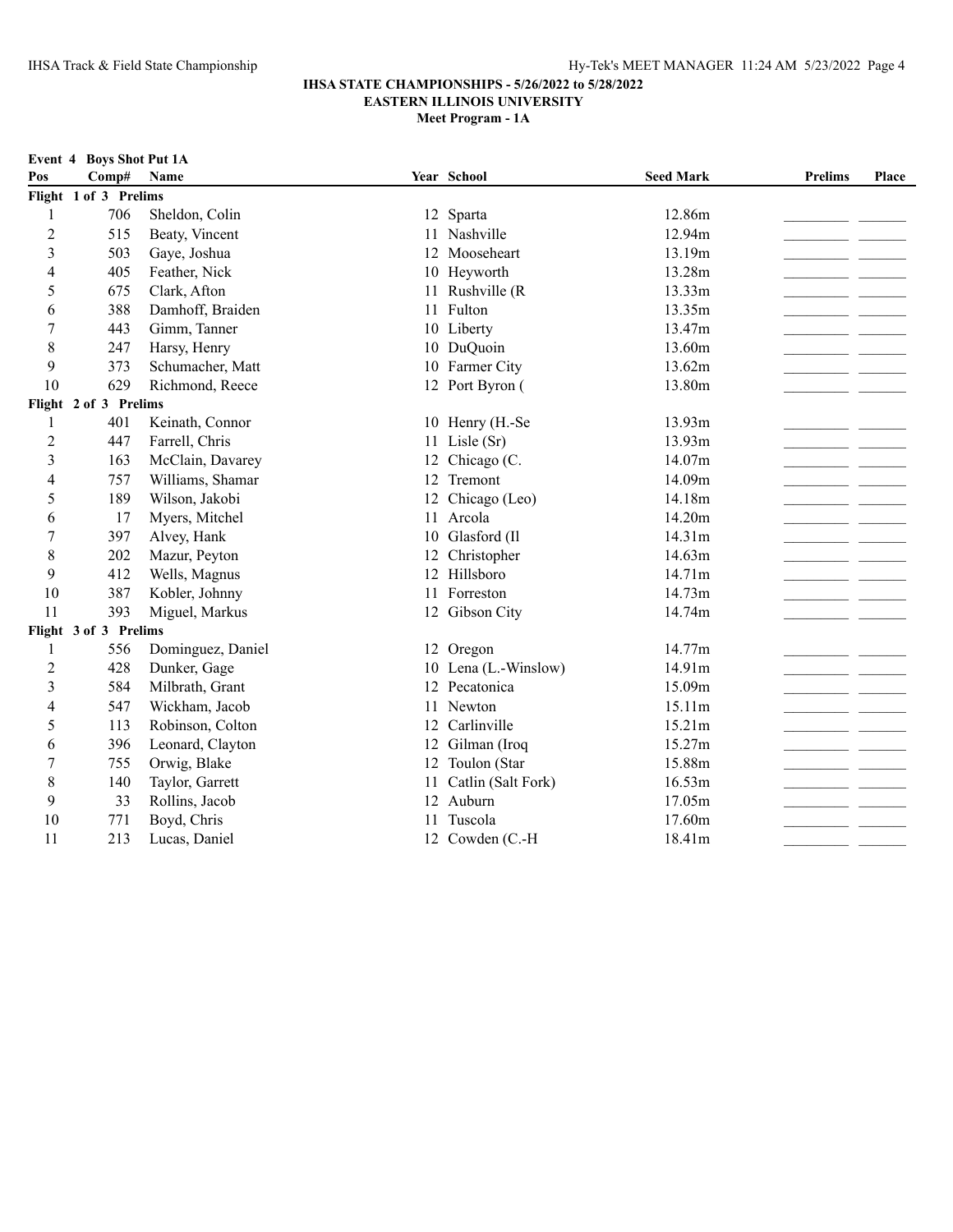**IHSA STATE CHAMPIONSHIPS - 5/26/2022 to 5/28/2022**
**EASTERN ILLINOIS UNIVERSITY**
**Meet Program - 1A**

**Event 4 Boys Shot Put 1A**

| Pos | Comp# | Name | Year | School | Seed Mark | Prelims | Place |
|---|---|---|---|---|---|---|---|
| **Flight 1 of 3 Prelims** | | | | | | | |
| 1 | 706 | Sheldon, Colin | 12 | Sparta | 12.86m | ________ | ______ |
| 2 | 515 | Beaty, Vincent | 11 | Nashville | 12.94m | ________ | ______ |
| 3 | 503 | Gaye, Joshua | 12 | Mooseheart | 13.19m | ________ | ______ |
| 4 | 405 | Feather, Nick | 10 | Heyworth | 13.28m | ________ | ______ |
| 5 | 675 | Clark, Afton | 11 | Rushville (R | 13.33m | ________ | ______ |
| 6 | 388 | Damhoff, Braiden | 11 | Fulton | 13.35m | ________ | ______ |
| 7 | 443 | Gimm, Tanner | 10 | Liberty | 13.47m | ________ | ______ |
| 8 | 247 | Harsy, Henry | 10 | DuQuoin | 13.60m | ________ | ______ |
| 9 | 373 | Schumacher, Matt | 10 | Farmer City | 13.62m | ________ | ______ |
| 10 | 629 | Richmond, Reece | 12 | Port Byron ( | 13.80m | ________ | ______ |
| **Flight 2 of 3 Prelims** | | | | | | | |
| 1 | 401 | Keinath, Connor | 10 | Henry (H.-Se | 13.93m | ________ | ______ |
| 2 | 447 | Farrell, Chris | 11 | Lisle (Sr) | 13.93m | ________ | ______ |
| 3 | 163 | McClain, Davarey | 12 | Chicago (C. | 14.07m | ________ | ______ |
| 4 | 757 | Williams, Shamar | 12 | Tremont | 14.09m | ________ | ______ |
| 5 | 189 | Wilson, Jakobi | 12 | Chicago (Leo) | 14.18m | ________ | ______ |
| 6 | 17 | Myers, Mitchel | 11 | Arcola | 14.20m | ________ | ______ |
| 7 | 397 | Alvey, Hank | 10 | Glasford (Il | 14.31m | ________ | ______ |
| 8 | 202 | Mazur, Peyton | 12 | Christopher | 14.63m | ________ | ______ |
| 9 | 412 | Wells, Magnus | 12 | Hillsboro | 14.71m | ________ | ______ |
| 10 | 387 | Kobler, Johnny | 11 | Forreston | 14.73m | ________ | ______ |
| 11 | 393 | Miguel, Markus | 12 | Gibson City | 14.74m | ________ | ______ |
| **Flight 3 of 3 Prelims** | | | | | | | |
| 1 | 556 | Dominguez, Daniel | 12 | Oregon | 14.77m | ________ | ______ |
| 2 | 428 | Dunker, Gage | 10 | Lena (L.-Winslow) | 14.91m | ________ | ______ |
| 3 | 584 | Milbrath, Grant | 12 | Pecatonica | 15.09m | ________ | ______ |
| 4 | 547 | Wickham, Jacob | 11 | Newton | 15.11m | ________ | ______ |
| 5 | 113 | Robinson, Colton | 12 | Carlinville | 15.21m | ________ | ______ |
| 6 | 396 | Leonard, Clayton | 12 | Gilman (Iroq | 15.27m | ________ | ______ |
| 7 | 755 | Orwig, Blake | 12 | Toulon (Star | 15.88m | ________ | ______ |
| 8 | 140 | Taylor, Garrett | 11 | Catlin (Salt Fork) | 16.53m | ________ | ______ |
| 9 | 33 | Rollins, Jacob | 12 | Auburn | 17.05m | ________ | ______ |
| 10 | 771 | Boyd, Chris | 11 | Tuscola | 17.60m | ________ | ______ |
| 11 | 213 | Lucas, Daniel | 12 | Cowden (C.-H | 18.41m | ________ | ______ |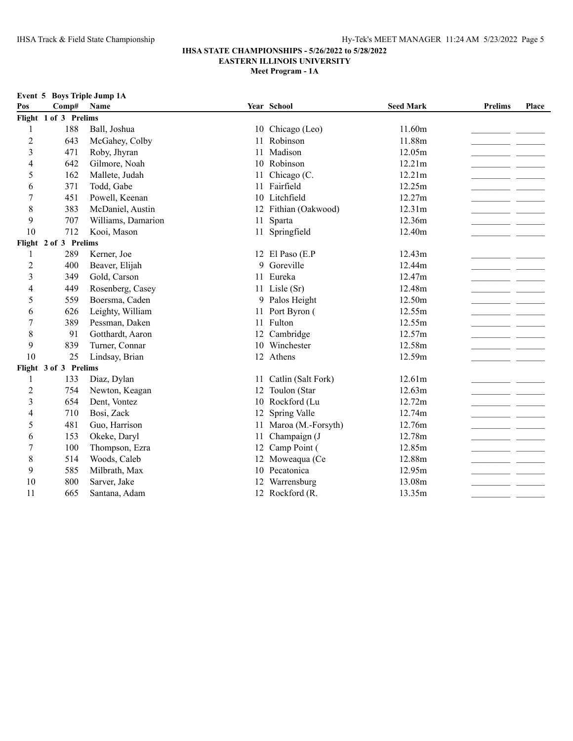**IHSA STATE CHAMPIONSHIPS - 5/26/2022 to 5/28/2022**
**EASTERN ILLINOIS UNIVERSITY**
**Meet Program - 1A**

**Event 5 Boys Triple Jump 1A**

| Pos | Comp# | Name | Year | School | Seed Mark | Prelims | Place |
|---|---|---|---|---|---|---|---|
| **Flight 1 of 3 Prelims** | | | | | | | |
| 1 | 188 | Ball, Joshua | 10 | Chicago (Leo) | 11.60m | ________ | ______ |
| 2 | 643 | McGahey, Colby | 11 | Robinson | 11.88m | ________ | ______ |
| 3 | 471 | Roby, Jhyran | 11 | Madison | 12.05m | ________ | ______ |
| 4 | 642 | Gilmore, Noah | 10 | Robinson | 12.21m | ________ | ______ |
| 5 | 162 | Mallete, Judah | 11 | Chicago (C. | 12.21m | ________ | ______ |
| 6 | 371 | Todd, Gabe | 11 | Fairfield | 12.25m | ________ | ______ |
| 7 | 451 | Powell, Keenan | 10 | Litchfield | 12.27m | ________ | ______ |
| 8 | 383 | McDaniel, Austin | 12 | Fithian (Oakwood) | 12.31m | ________ | ______ |
| 9 | 707 | Williams, Damarion | 11 | Sparta | 12.36m | ________ | ______ |
| 10 | 712 | Kooi, Mason | 11 | Springfield | 12.40m | ________ | ______ |
| **Flight 2 of 3 Prelims** | | | | | | | |
| 1 | 289 | Kerner, Joe | 12 | El Paso (E.P | 12.43m | ________ | ______ |
| 2 | 400 | Beaver, Elijah | 9 | Goreville | 12.44m | ________ | ______ |
| 3 | 349 | Gold, Carson | 11 | Eureka | 12.47m | ________ | ______ |
| 4 | 449 | Rosenberg, Casey | 11 | Lisle (Sr) | 12.48m | ________ | ______ |
| 5 | 559 | Boersma, Caden | 9 | Palos Height | 12.50m | ________ | ______ |
| 6 | 626 | Leighty, William | 11 | Port Byron ( | 12.55m | ________ | ______ |
| 7 | 389 | Pessman, Daken | 11 | Fulton | 12.55m | ________ | ______ |
| 8 | 91 | Gotthardt, Aaron | 12 | Cambridge | 12.57m | ________ | ______ |
| 9 | 839 | Turner, Connar | 10 | Winchester | 12.58m | ________ | ______ |
| 10 | 25 | Lindsay, Brian | 12 | Athens | 12.59m | ________ | ______ |
| **Flight 3 of 3 Prelims** | | | | | | | |
| 1 | 133 | Diaz, Dylan | 11 | Catlin (Salt Fork) | 12.61m | ________ | ______ |
| 2 | 754 | Newton, Keagan | 12 | Toulon (Star | 12.63m | ________ | ______ |
| 3 | 654 | Dent, Vontez | 10 | Rockford (Lu | 12.72m | ________ | ______ |
| 4 | 710 | Bosi, Zack | 12 | Spring Valle | 12.74m | ________ | ______ |
| 5 | 481 | Guo, Harrison | 11 | Maroa (M.-Forsyth) | 12.76m | ________ | ______ |
| 6 | 153 | Okeke, Daryl | 11 | Champaign (J | 12.78m | ________ | ______ |
| 7 | 100 | Thompson, Ezra | 12 | Camp Point ( | 12.85m | ________ | ______ |
| 8 | 514 | Woods, Caleb | 12 | Moweaqua (Ce | 12.88m | ________ | ______ |
| 9 | 585 | Milbrath, Max | 10 | Pecatonica | 12.95m | ________ | ______ |
| 10 | 800 | Sarver, Jake | 12 | Warrensburg | 13.08m | ________ | ______ |
| 11 | 665 | Santana, Adam | 12 | Rockford (R. | 13.35m | ________ | ______ |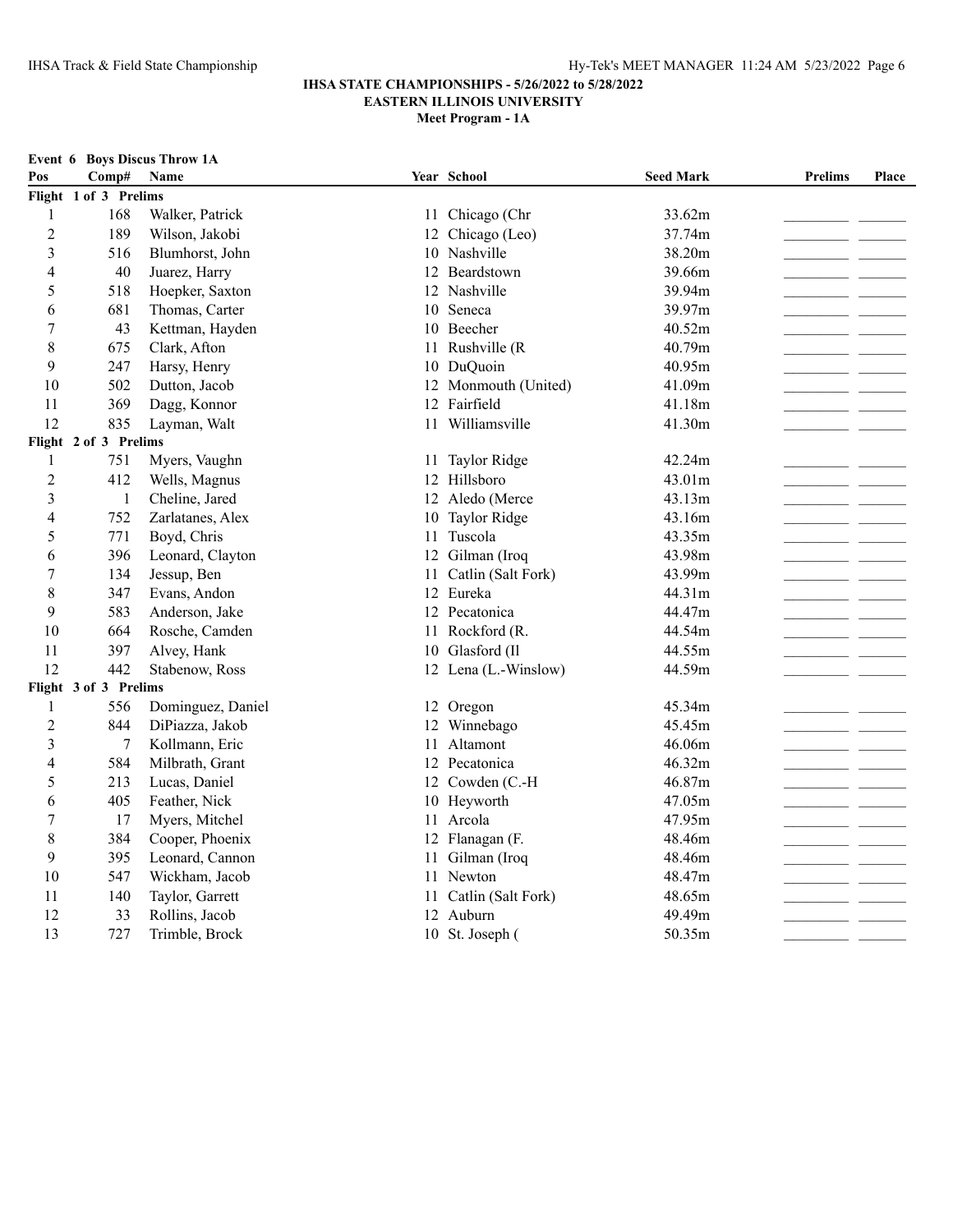**IHSA STATE CHAMPIONSHIPS - 5/26/2022 to 5/28/2022**

**EASTERN ILLINOIS UNIVERSITY**

**Meet Program - 1A**

**Event 6 Boys Discus Throw 1A**

| Pos | Comp# | Name | Year | School | Seed Mark | Prelims | Place |
|---|---|---|---|---|---|---|---|
| **Flight 1 of 3 Prelims** | | | | | | | |
| 1 | 168 | Walker, Patrick | 11 | Chicago (Chr | 33.62m | | |
| 2 | 189 | Wilson, Jakobi | 12 | Chicago (Leo) | 37.74m | | |
| 3 | 516 | Blumhorst, John | 10 | Nashville | 38.20m | | |
| 4 | 40 | Juarez, Harry | 12 | Beardstown | 39.66m | | |
| 5 | 518 | Hoepker, Saxton | 12 | Nashville | 39.94m | | |
| 6 | 681 | Thomas, Carter | 10 | Seneca | 39.97m | | |
| 7 | 43 | Kettman, Hayden | 10 | Beecher | 40.52m | | |
| 8 | 675 | Clark, Afton | 11 | Rushville (R | 40.79m | | |
| 9 | 247 | Harsy, Henry | 10 | DuQuoin | 40.95m | | |
| 10 | 502 | Dutton, Jacob | 12 | Monmouth (United) | 41.09m | | |
| 11 | 369 | Dagg, Konnor | 12 | Fairfield | 41.18m | | |
| 12 | 835 | Layman, Walt | 11 | Williamsville | 41.30m | | |
| **Flight 2 of 3 Prelims** | | | | | | | |
| 1 | 751 | Myers, Vaughn | 11 | Taylor Ridge | 42.24m | | |
| 2 | 412 | Wells, Magnus | 12 | Hillsboro | 43.01m | | |
| 3 | 1 | Cheline, Jared | 12 | Aledo (Merce | 43.13m | | |
| 4 | 752 | Zarlatanes, Alex | 10 | Taylor Ridge | 43.16m | | |
| 5 | 771 | Boyd, Chris | 11 | Tuscola | 43.35m | | |
| 6 | 396 | Leonard, Clayton | 12 | Gilman (Iroq | 43.98m | | |
| 7 | 134 | Jessup, Ben | 11 | Catlin (Salt Fork) | 43.99m | | |
| 8 | 347 | Evans, Andon | 12 | Eureka | 44.31m | | |
| 9 | 583 | Anderson, Jake | 12 | Pecatonica | 44.47m | | |
| 10 | 664 | Rosche, Camden | 11 | Rockford (R. | 44.54m | | |
| 11 | 397 | Alvey, Hank | 10 | Glasford (Il | 44.55m | | |
| 12 | 442 | Stabenow, Ross | 12 | Lena (L.-Winslow) | 44.59m | | |
| **Flight 3 of 3 Prelims** | | | | | | | |
| 1 | 556 | Dominguez, Daniel | 12 | Oregon | 45.34m | | |
| 2 | 844 | DiPiazza, Jakob | 12 | Winnebago | 45.45m | | |
| 3 | 7 | Kollmann, Eric | 11 | Altamont | 46.06m | | |
| 4 | 584 | Milbrath, Grant | 12 | Pecatonica | 46.32m | | |
| 5 | 213 | Lucas, Daniel | 12 | Cowden (C.-H | 46.87m | | |
| 6 | 405 | Feather, Nick | 10 | Heyworth | 47.05m | | |
| 7 | 17 | Myers, Mitchel | 11 | Arcola | 47.95m | | |
| 8 | 384 | Cooper, Phoenix | 12 | Flanagan (F. | 48.46m | | |
| 9 | 395 | Leonard, Cannon | 11 | Gilman (Iroq | 48.46m | | |
| 10 | 547 | Wickham, Jacob | 11 | Newton | 48.47m | | |
| 11 | 140 | Taylor, Garrett | 11 | Catlin (Salt Fork) | 48.65m | | |
| 12 | 33 | Rollins, Jacob | 12 | Auburn | 49.49m | | |
| 13 | 727 | Trimble, Brock | 10 | St. Joseph ( | 50.35m | | |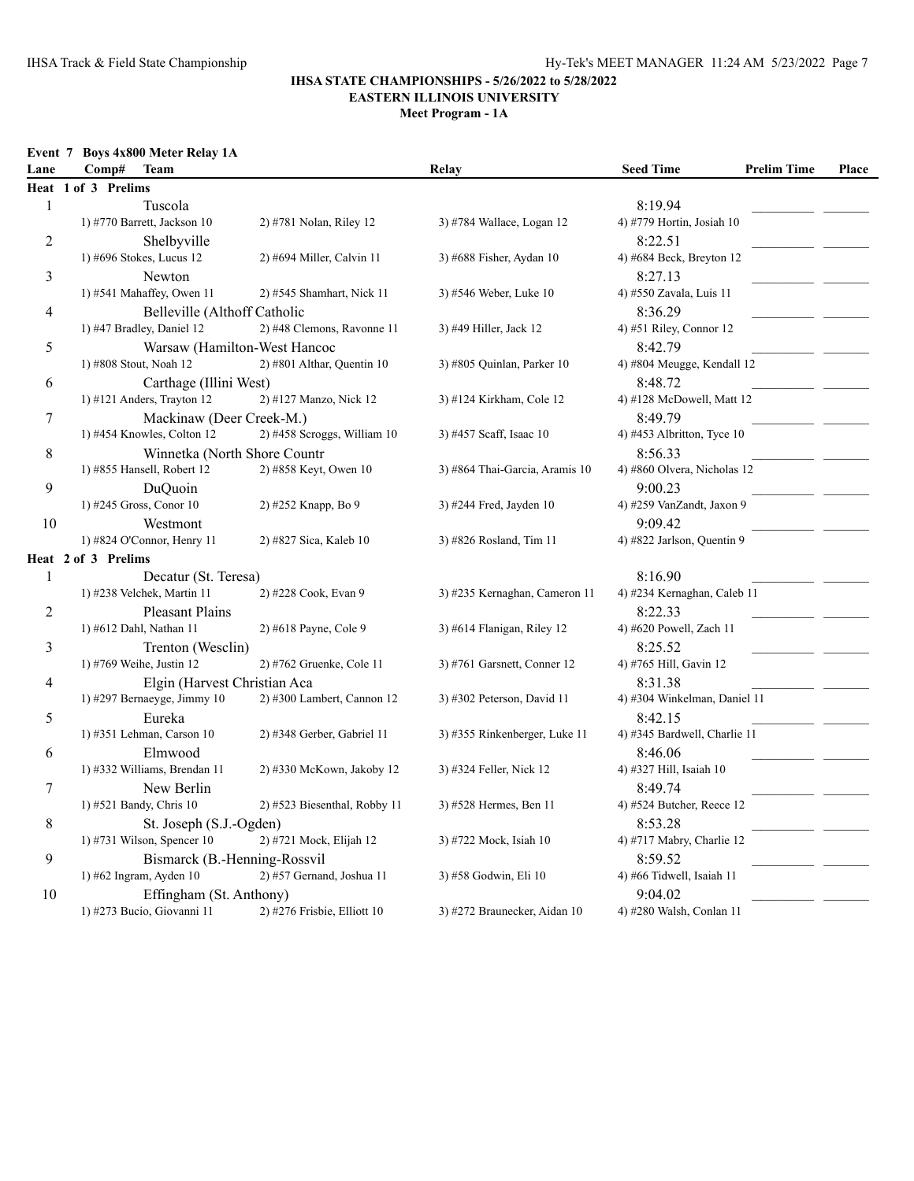**IHSA STATE CHAMPIONSHIPS - 5/26/2022 to 5/28/2022**
**EASTERN ILLINOIS UNIVERSITY**
**Meet Program - 1A**

### Event 7 Boys 4x800 Meter Relay 1A

| Lane | Comp# | Team | Relay | Seed Time | Prelim Time | Place |
|---|---|---|---|---|---|---|
| **Heat 1 of 3 Prelims** | | | | | | |
| 1 | | Tuscola | | 8:19.94 | | |
| | 1) #770 Barrett, Jackson 10 | 2) #781 Nolan, Riley 12 | 3) #784 Wallace, Logan 12 | 4) #779 Hortin, Josiah 10 | | |
| 2 | | Shelbyville | | 8:22.51 | | |
| | 1) #696 Stokes, Lucus 12 | 2) #694 Miller, Calvin 11 | 3) #688 Fisher, Aydan 10 | 4) #684 Beck, Breyton 12 | | |
| 3 | | Newton | | 8:27.13 | | |
| | 1) #541 Mahaffey, Owen 11 | 2) #545 Shamhart, Nick 11 | 3) #546 Weber, Luke 10 | 4) #550 Zavala, Luis 11 | | |
| 4 | | Belleville (Althoff Catholic | | 8:36.29 | | |
| | 1) #47 Bradley, Daniel 12 | 2) #48 Clemons, Ravonne 11 | 3) #49 Hiller, Jack 12 | 4) #51 Riley, Connor 12 | | |
| 5 | | Warsaw (Hamilton-West Hancoc | | 8:42.79 | | |
| | 1) #808 Stout, Noah 12 | 2) #801 Althar, Quentin 10 | 3) #805 Quinlan, Parker 10 | 4) #804 Meugge, Kendall 12 | | |
| 6 | | Carthage (Illini West) | | 8:48.72 | | |
| | 1) #121 Anders, Trayton 12 | 2) #127 Manzo, Nick 12 | 3) #124 Kirkham, Cole 12 | 4) #128 McDowell, Matt 12 | | |
| 7 | | Mackinaw (Deer Creek-M.) | | 8:49.79 | | |
| | 1) #454 Knowles, Colton 12 | 2) #458 Scroggs, William 10 | 3) #457 Scaff, Isaac 10 | 4) #453 Albritton, Tyce 10 | | |
| 8 | | Winnetka (North Shore Countr | | 8:56.33 | | |
| | 1) #855 Hansell, Robert 12 | 2) #858 Keyt, Owen 10 | 3) #864 Thai-Garcia, Aramis 10 | 4) #860 Olvera, Nicholas 12 | | |
| 9 | | DuQuoin | | 9:00.23 | | |
| | 1) #245 Gross, Conor 10 | 2) #252 Knapp, Bo 9 | 3) #244 Fred, Jayden 10 | 4) #259 VanZandt, Jaxon 9 | | |
| 10 | | Westmont | | 9:09.42 | | |
| | 1) #824 O'Connor, Henry 11 | 2) #827 Sica, Kaleb 10 | 3) #826 Rosland, Tim 11 | 4) #822 Jarlson, Quentin 9 | | |
| **Heat 2 of 3 Prelims** | | | | | | |
| 1 | | Decatur (St. Teresa) | | 8:16.90 | | |
| | 1) #238 Velchek, Martin 11 | 2) #228 Cook, Evan 9 | 3) #235 Kernaghan, Cameron 11 | 4) #234 Kernaghan, Caleb 11 | | |
| 2 | | Pleasant Plains | | 8:22.33 | | |
| | 1) #612 Dahl, Nathan 11 | 2) #618 Payne, Cole 9 | 3) #614 Flanigan, Riley 12 | 4) #620 Powell, Zach 11 | | |
| 3 | | Trenton (Wesclin) | | 8:25.52 | | |
| | 1) #769 Weihe, Justin 12 | 2) #762 Gruenke, Cole 11 | 3) #761 Garsnett, Conner 12 | 4) #765 Hill, Gavin 12 | | |
| 4 | | Elgin (Harvest Christian Aca | | 8:31.38 | | |
| | 1) #297 Bernaeyge, Jimmy 10 | 2) #300 Lambert, Cannon 12 | 3) #302 Peterson, David 11 | 4) #304 Winkelman, Daniel 11 | | |
| 5 | | Eureka | | 8:42.15 | | |
| | 1) #351 Lehman, Carson 10 | 2) #348 Gerber, Gabriel 11 | 3) #355 Rinkenberger, Luke 11 | 4) #345 Bardwell, Charlie 11 | | |
| 6 | | Elmwood | | 8:46.06 | | |
| | 1) #332 Williams, Brendan 11 | 2) #330 McKown, Jakoby 12 | 3) #324 Feller, Nick 12 | 4) #327 Hill, Isaiah 10 | | |
| 7 | | New Berlin | | 8:49.74 | | |
| | 1) #521 Bandy, Chris 10 | 2) #523 Biesenthal, Robby 11 | 3) #528 Hermes, Ben 11 | 4) #524 Butcher, Reece 12 | | |
| 8 | | St. Joseph (S.J.-Ogden) | | 8:53.28 | | |
| | 1) #731 Wilson, Spencer 10 | 2) #721 Mock, Elijah 12 | 3) #722 Mock, Isiah 10 | 4) #717 Mabry, Charlie 12 | | |
| 9 | | Bismarck (B.-Henning-Rossvil | | 8:59.52 | | |
| | 1) #62 Ingram, Ayden 10 | 2) #57 Gernand, Joshua 11 | 3) #58 Godwin, Eli 10 | 4) #66 Tidwell, Isaiah 11 | | |
| 10 | | Effingham (St. Anthony) | | 9:04.02 | | |
| | 1) #273 Bucio, Giovanni 11 | 2) #276 Frisbie, Elliott 10 | 3) #272 Braunecker, Aidan 10 | 4) #280 Walsh, Conlan 11 | | |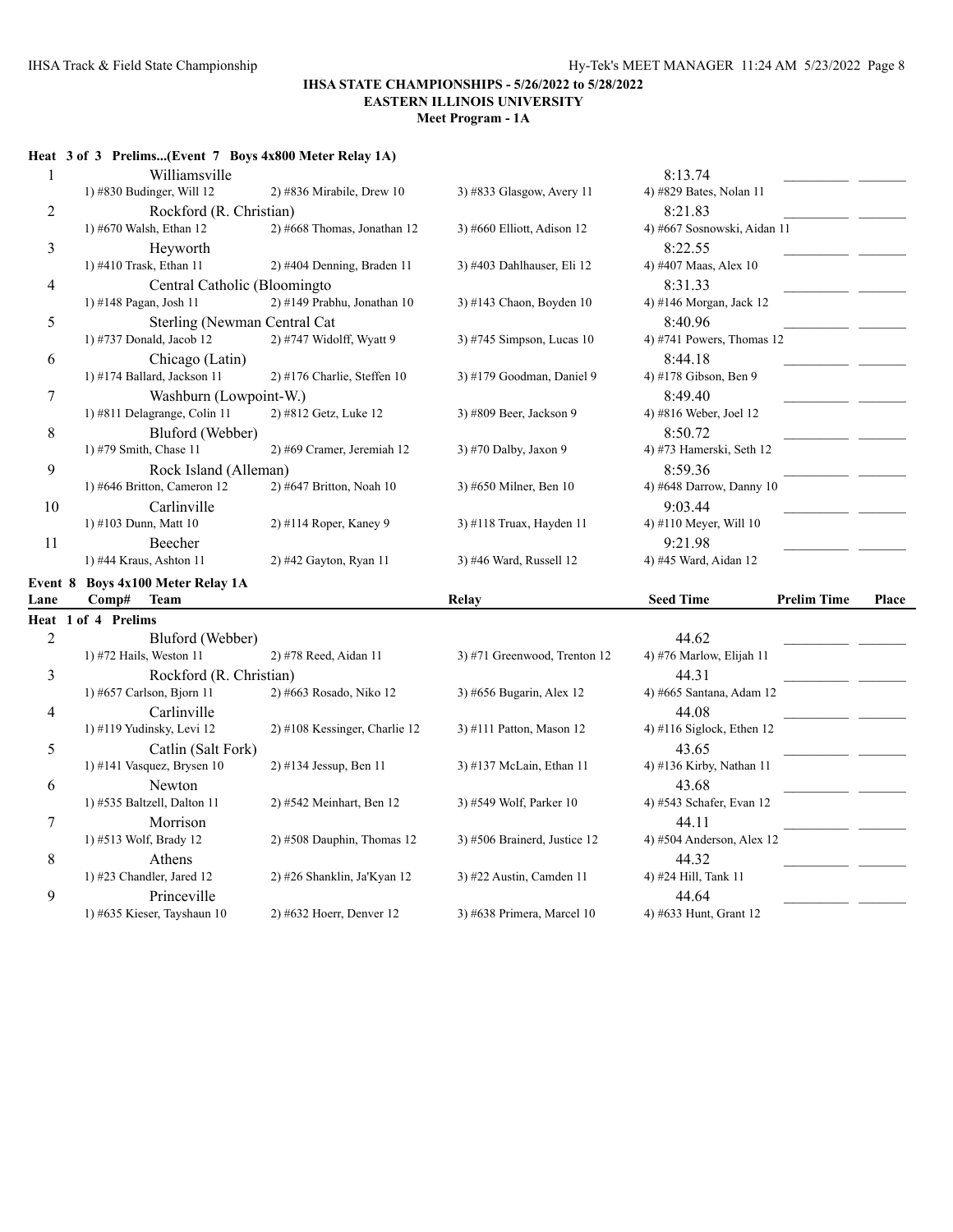IHSA STATE CHAMPIONSHIPS - 5/26/2022 to 5/28/2022

EASTERN ILLINOIS UNIVERSITY

Meet Program - 1A

**Heat 3 of 3 Prelims...(Event 7 Boys 4x800 Meter Relay 1A)**

| Lane | Team | | | Seed Time | Prelim Time | Place |
|---|---|---|---|---|---|---|
| 1 | Williamsville | | | 8:13.74 | | |
| | 1) #830 Budinger, Will 12 | 2) #836 Mirabile, Drew 10 | 3) #833 Glasgow, Avery 11 | 4) #829 Bates, Nolan 11 | | |
| 2 | Rockford (R. Christian) | | | 8:21.83 | | |
| | 1) #670 Walsh, Ethan 12 | 2) #668 Thomas, Jonathan 12 | 3) #660 Elliott, Adison 12 | 4) #667 Sosnowski, Aidan 11 | | |
| 3 | Heyworth | | | 8:22.55 | | |
| | 1) #410 Trask, Ethan 11 | 2) #404 Denning, Braden 11 | 3) #403 Dahlhauser, Eli 12 | 4) #407 Maas, Alex 10 | | |
| 4 | Central Catholic (Bloomingto | | | 8:31.33 | | |
| | 1) #148 Pagan, Josh 11 | 2) #149 Prabhu, Jonathan 10 | 3) #143 Chaon, Boyden 10 | 4) #146 Morgan, Jack 12 | | |
| 5 | Sterling (Newman Central Cat | | | 8:40.96 | | |
| | 1) #737 Donald, Jacob 12 | 2) #747 Widolff, Wyatt 9 | 3) #745 Simpson, Lucas 10 | 4) #741 Powers, Thomas 12 | | |
| 6 | Chicago (Latin) | | | 8:44.18 | | |
| | 1) #174 Ballard, Jackson 11 | 2) #176 Charlie, Steffen 10 | 3) #179 Goodman, Daniel 9 | 4) #178 Gibson, Ben 9 | | |
| 7 | Washburn (Lowpoint-W.) | | | 8:49.40 | | |
| | 1) #811 Delagrange, Colin 11 | 2) #812 Getz, Luke 12 | 3) #809 Beer, Jackson 9 | 4) #816 Weber, Joel 12 | | |
| 8 | Bluford (Webber) | | | 8:50.72 | | |
| | 1) #79 Smith, Chase 11 | 2) #69 Cramer, Jeremiah 12 | 3) #70 Dalby, Jaxon 9 | 4) #73 Hamerski, Seth 12 | | |
| 9 | Rock Island (Alleman) | | | 8:59.36 | | |
| | 1) #646 Britton, Cameron 12 | 2) #647 Britton, Noah 10 | 3) #650 Milner, Ben 10 | 4) #648 Darrow, Danny 10 | | |
| 10 | Carlinville | | | 9:03.44 | | |
| | 1) #103 Dunn, Matt 10 | 2) #114 Roper, Kaney 9 | 3) #118 Truax, Hayden 11 | 4) #110 Meyer, Will 10 | | |
| 11 | Beecher | | | 9:21.98 | | |
| | 1) #44 Kraus, Ashton 11 | 2) #42 Gayton, Ryan 11 | 3) #46 Ward, Russell 12 | 4) #45 Ward, Aidan 12 | | |

**Event 8 Boys 4x100 Meter Relay 1A**

| Lane | Comp# Team | | Relay | Seed Time | Prelim Time | Place |
|---|---|---|---|---|---|---|
| **Heat 1 of 4 Prelims** | | | | | | |
| 2 | Bluford (Webber) | | | 44.62 | | |
| | 1) #72 Hails, Weston 11 | 2) #78 Reed, Aidan 11 | 3) #71 Greenwood, Trenton 12 | 4) #76 Marlow, Elijah 11 | | |
| 3 | Rockford (R. Christian) | | | 44.31 | | |
| | 1) #657 Carlson, Bjorn 11 | 2) #663 Rosado, Niko 12 | 3) #656 Bugarin, Alex 12 | 4) #665 Santana, Adam 12 | | |
| 4 | Carlinville | | | 44.08 | | |
| | 1) #119 Yudinsky, Levi 12 | 2) #108 Kessinger, Charlie 12 | 3) #111 Patton, Mason 12 | 4) #116 Siglock, Ethen 12 | | |
| 5 | Catlin (Salt Fork) | | | 43.65 | | |
| | 1) #141 Vasquez, Brysen 10 | 2) #134 Jessup, Ben 11 | 3) #137 McLain, Ethan 11 | 4) #136 Kirby, Nathan 11 | | |
| 6 | Newton | | | 43.68 | | |
| | 1) #535 Baltzell, Dalton 11 | 2) #542 Meinhart, Ben 12 | 3) #549 Wolf, Parker 10 | 4) #543 Schafer, Evan 12 | | |
| 7 | Morrison | | | 44.11 | | |
| | 1) #513 Wolf, Brady 12 | 2) #508 Dauphin, Thomas 12 | 3) #506 Brainerd, Justice 12 | 4) #504 Anderson, Alex 12 | | |
| 8 | Athens | | | 44.32 | | |
| | 1) #23 Chandler, Jared 12 | 2) #26 Shanklin, Ja'Kyan 12 | 3) #22 Austin, Camden 11 | 4) #24 Hill, Tank 11 | | |
| 9 | Princeville | | | 44.64 | | |
| | 1) #635 Kieser, Tayshaun 10 | 2) #632 Hoerr, Denver 12 | 3) #638 Primera, Marcel 10 | 4) #633 Hunt, Grant 12 | | |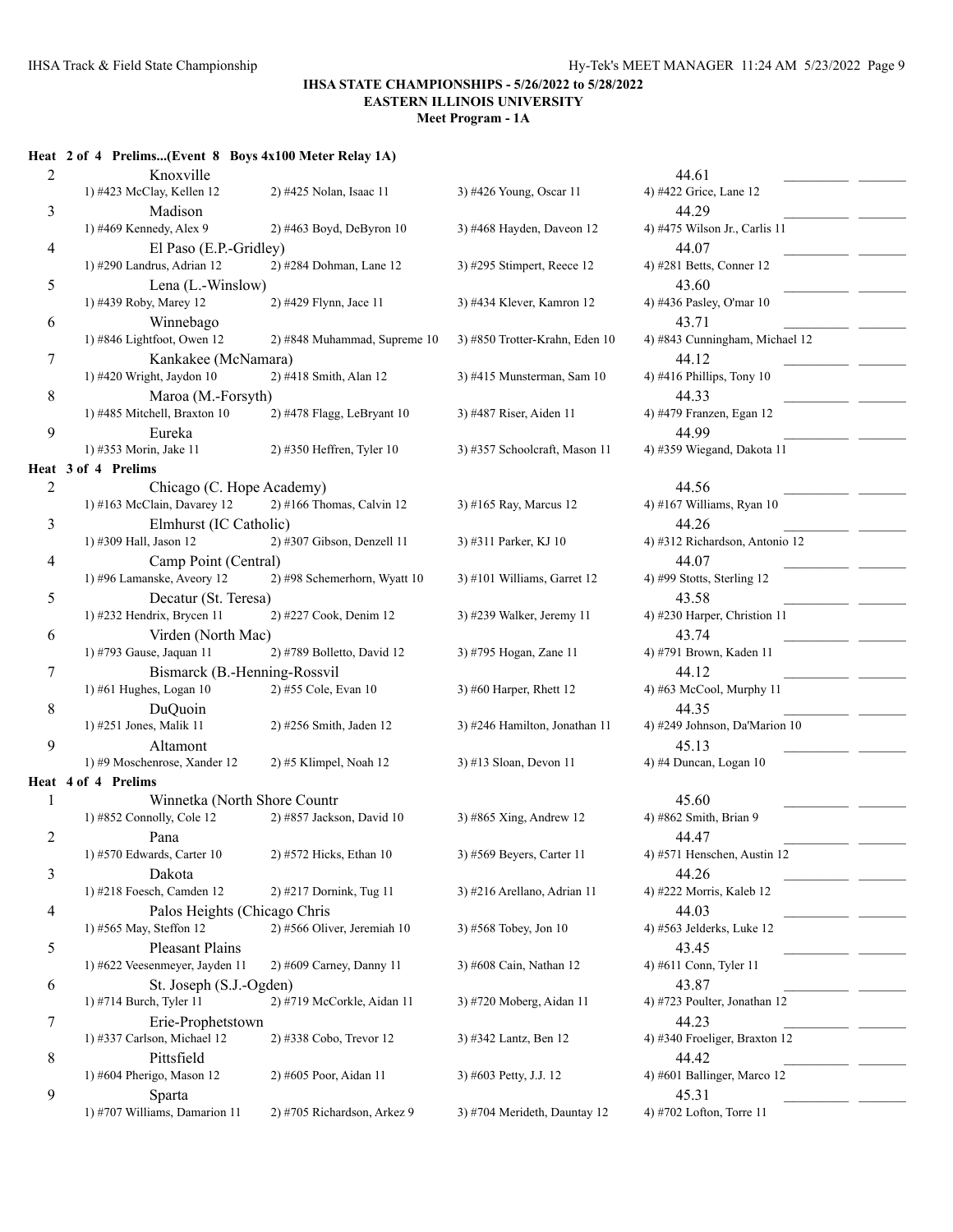**IHSA STATE CHAMPIONSHIPS - 5/26/2022 to 5/28/2022**
**EASTERN ILLINOIS UNIVERSITY**
**Meet Program - 1A**

### Heat 2 of 4 Prelims...(Event 8 Boys 4x100 Meter Relay 1A)

| Lane | Team / Runners | | | | Seed |
|---|---|---|---|---|---|
| 2 | Knoxville | | | | 44.61 |
| | 1) #423 McClay, Kellen 12 | 2) #425 Nolan, Isaac 11 | 3) #426 Young, Oscar 11 | 4) #422 Grice, Lane 12 | |
| 3 | Madison | | | | 44.29 |
| | 1) #469 Kennedy, Alex 9 | 2) #463 Boyd, DeByron 10 | 3) #468 Hayden, Daveon 12 | 4) #475 Wilson Jr., Carlis 11 | |
| 4 | El Paso (E.P.-Gridley) | | | | 44.07 |
| | 1) #290 Landrus, Adrian 12 | 2) #284 Dohman, Lane 12 | 3) #295 Stimpert, Reece 12 | 4) #281 Betts, Conner 12 | |
| 5 | Lena (L.-Winslow) | | | | 43.60 |
| | 1) #439 Roby, Marey 12 | 2) #429 Flynn, Jace 11 | 3) #434 Klever, Kamron 12 | 4) #436 Pasley, O'mar 10 | |
| 6 | Winnebago | | | | 43.71 |
| | 1) #846 Lightfoot, Owen 12 | 2) #848 Muhammad, Supreme 10 | 3) #850 Trotter-Krahn, Eden 10 | 4) #843 Cunningham, Michael 12 | |
| 7 | Kankakee (McNamara) | | | | 44.12 |
| | 1) #420 Wright, Jaydon 10 | 2) #418 Smith, Alan 12 | 3) #415 Munsterman, Sam 10 | 4) #416 Phillips, Tony 10 | |
| 8 | Maroa (M.-Forsyth) | | | | 44.33 |
| | 1) #485 Mitchell, Braxton 10 | 2) #478 Flagg, LeBryant 10 | 3) #487 Riser, Aiden 11 | 4) #479 Franzen, Egan 12 | |
| 9 | Eureka | | | | 44.99 |
| | 1) #353 Morin, Jake 11 | 2) #350 Heffren, Tyler 10 | 3) #357 Schoolcraft, Mason 11 | 4) #359 Wiegand, Dakota 11 | |

### Heat 3 of 4 Prelims

| Lane | Team / Runners | | | | Seed |
|---|---|---|---|---|---|
| 2 | Chicago (C. Hope Academy) | | | | 44.56 |
| | 1) #163 McClain, Davarey 12 | 2) #166 Thomas, Calvin 12 | 3) #165 Ray, Marcus 12 | 4) #167 Williams, Ryan 10 | |
| 3 | Elmhurst (IC Catholic) | | | | 44.26 |
| | 1) #309 Hall, Jason 12 | 2) #307 Gibson, Denzell 11 | 3) #311 Parker, KJ 10 | 4) #312 Richardson, Antonio 12 | |
| 4 | Camp Point (Central) | | | | 44.07 |
| | 1) #96 Lamanske, Aveory 12 | 2) #98 Schemerhorn, Wyatt 10 | 3) #101 Williams, Garret 12 | 4) #99 Stotts, Sterling 12 | |
| 5 | Decatur (St. Teresa) | | | | 43.58 |
| | 1) #232 Hendrix, Brycen 11 | 2) #227 Cook, Denim 12 | 3) #239 Walker, Jeremy 11 | 4) #230 Harper, Christion 11 | |
| 6 | Virden (North Mac) | | | | 43.74 |
| | 1) #793 Gause, Jaquan 11 | 2) #789 Bolletto, David 12 | 3) #795 Hogan, Zane 11 | 4) #791 Brown, Kaden 11 | |
| 7 | Bismarck (B.-Henning-Rossvil | | | | 44.12 |
| | 1) #61 Hughes, Logan 10 | 2) #55 Cole, Evan 10 | 3) #60 Harper, Rhett 12 | 4) #63 McCool, Murphy 11 | |
| 8 | DuQuoin | | | | 44.35 |
| | 1) #251 Jones, Malik 11 | 2) #256 Smith, Jaden 12 | 3) #246 Hamilton, Jonathan 11 | 4) #249 Johnson, Da'Marion 10 | |
| 9 | Altamont | | | | 45.13 |
| | 1) #9 Moschenrose, Xander 12 | 2) #5 Klimpel, Noah 12 | 3) #13 Sloan, Devon 11 | 4) #4 Duncan, Logan 10 | |

### Heat 4 of 4 Prelims

| Lane | Team / Runners | | | | Seed |
|---|---|---|---|---|---|
| 1 | Winnetka (North Shore Countr | | | | 45.60 |
| | 1) #852 Connolly, Cole 12 | 2) #857 Jackson, David 10 | 3) #865 Xing, Andrew 12 | 4) #862 Smith, Brian 9 | |
| 2 | Pana | | | | 44.47 |
| | 1) #570 Edwards, Carter 10 | 2) #572 Hicks, Ethan 10 | 3) #569 Beyers, Carter 11 | 4) #571 Henschen, Austin 12 | |
| 3 | Dakota | | | | 44.26 |
| | 1) #218 Foesch, Camden 12 | 2) #217 Dornink, Tug 11 | 3) #216 Arellano, Adrian 11 | 4) #222 Morris, Kaleb 12 | |
| 4 | Palos Heights (Chicago Chris | | | | 44.03 |
| | 1) #565 May, Steffon 12 | 2) #566 Oliver, Jeremiah 10 | 3) #568 Tobey, Jon 10 | 4) #563 Jelderks, Luke 12 | |
| 5 | Pleasant Plains | | | | 43.45 |
| | 1) #622 Veesenmeyer, Jayden 11 | 2) #609 Carney, Danny 11 | 3) #608 Cain, Nathan 12 | 4) #611 Conn, Tyler 11 | |
| 6 | St. Joseph (S.J.-Ogden) | | | | 43.87 |
| | 1) #714 Burch, Tyler 11 | 2) #719 McCorkle, Aidan 11 | 3) #720 Moberg, Aidan 11 | 4) #723 Poulter, Jonathan 12 | |
| 7 | Erie-Prophetstown | | | | 44.23 |
| | 1) #337 Carlson, Michael 12 | 2) #338 Cobo, Trevor 12 | 3) #342 Lantz, Ben 12 | 4) #340 Froeliger, Braxton 12 | |
| 8 | Pittsfield | | | | 44.42 |
| | 1) #604 Pherigo, Mason 12 | 2) #605 Poor, Aidan 11 | 3) #603 Petty, J.J. 12 | 4) #601 Ballinger, Marco 12 | |
| 9 | Sparta | | | | 45.31 |
| | 1) #707 Williams, Damarion 11 | 2) #705 Richardson, Arkez 9 | 3) #704 Merideth, Dauntay 12 | 4) #702 Lofton, Torre 11 | |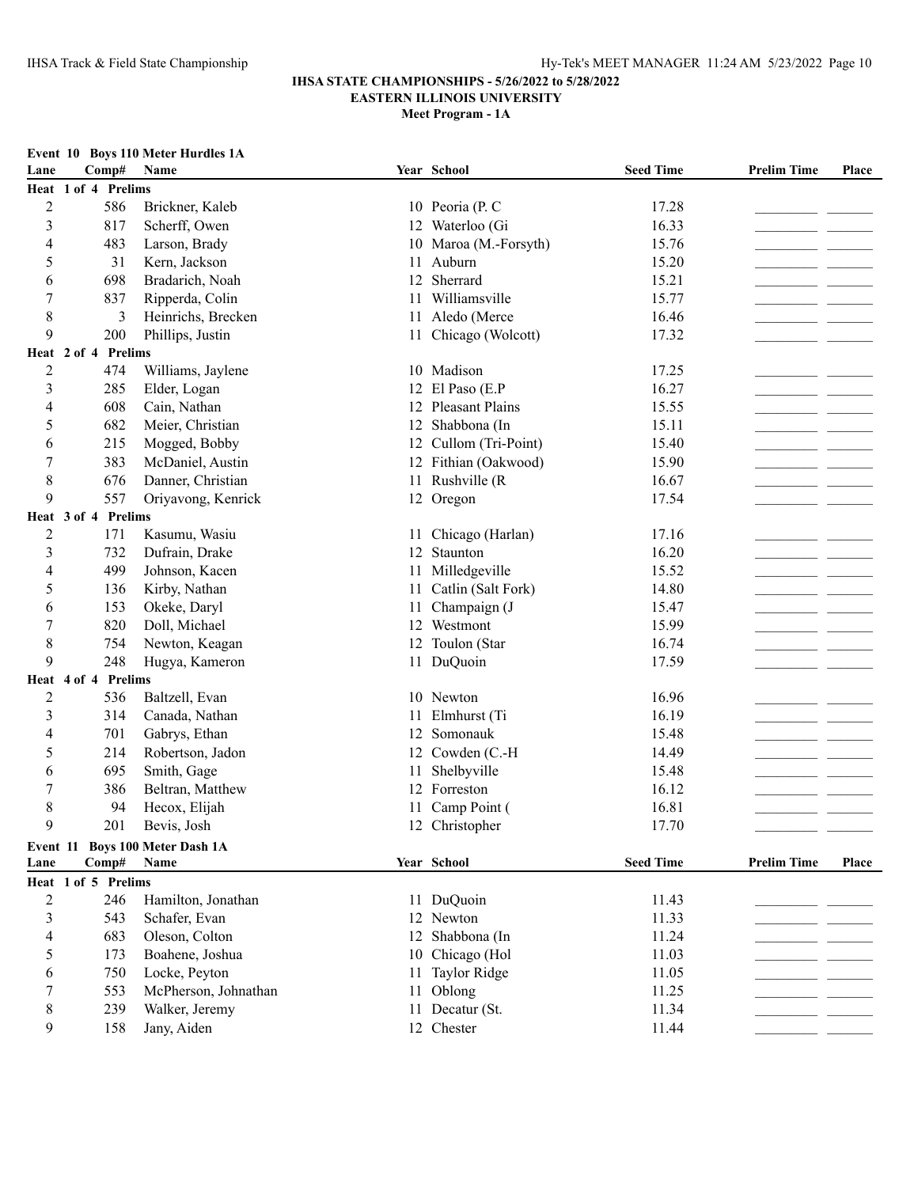**IHSA STATE CHAMPIONSHIPS - 5/26/2022 to 5/28/2022**
**EASTERN ILLINOIS UNIVERSITY**
**Meet Program - 1A**

### Event 10 Boys 110 Meter Hurdles 1A

| Lane | Comp# | Name | Year | School | Seed Time | Prelim Time | Place |
|---|---|---|---|---|---|---|---|
| **Heat 1 of 4 Prelims** | | | | | | | |
| 2 | 586 | Brickner, Kaleb | 10 | Peoria (P. C | 17.28 | _________ | _______ |
| 3 | 817 | Scherff, Owen | 12 | Waterloo (Gi | 16.33 | _________ | _______ |
| 4 | 483 | Larson, Brady | 10 | Maroa (M.-Forsyth) | 15.76 | _________ | _______ |
| 5 | 31 | Kern, Jackson | 11 | Auburn | 15.20 | _________ | _______ |
| 6 | 698 | Bradarich, Noah | 12 | Sherrard | 15.21 | _________ | _______ |
| 7 | 837 | Ripperda, Colin | 11 | Williamsville | 15.77 | _________ | _______ |
| 8 | 3 | Heinrichs, Brecken | 11 | Aledo (Merce | 16.46 | _________ | _______ |
| 9 | 200 | Phillips, Justin | 11 | Chicago (Wolcott) | 17.32 | _________ | _______ |
| **Heat 2 of 4 Prelims** | | | | | | | |
| 2 | 474 | Williams, Jaylene | 10 | Madison | 17.25 | _________ | _______ |
| 3 | 285 | Elder, Logan | 12 | El Paso (E.P | 16.27 | _________ | _______ |
| 4 | 608 | Cain, Nathan | 12 | Pleasant Plains | 15.55 | _________ | _______ |
| 5 | 682 | Meier, Christian | 12 | Shabbona (In | 15.11 | _________ | _______ |
| 6 | 215 | Mogged, Bobby | 12 | Cullom (Tri-Point) | 15.40 | _________ | _______ |
| 7 | 383 | McDaniel, Austin | 12 | Fithian (Oakwood) | 15.90 | _________ | _______ |
| 8 | 676 | Danner, Christian | 11 | Rushville (R | 16.67 | _________ | _______ |
| 9 | 557 | Oriyavong, Kenrick | 12 | Oregon | 17.54 | _________ | _______ |
| **Heat 3 of 4 Prelims** | | | | | | | |
| 2 | 171 | Kasumu, Wasiu | 11 | Chicago (Harlan) | 17.16 | _________ | _______ |
| 3 | 732 | Dufrain, Drake | 12 | Staunton | 16.20 | _________ | _______ |
| 4 | 499 | Johnson, Kacen | 11 | Milledgeville | 15.52 | _________ | _______ |
| 5 | 136 | Kirby, Nathan | 11 | Catlin (Salt Fork) | 14.80 | _________ | _______ |
| 6 | 153 | Okeke, Daryl | 11 | Champaign (J | 15.47 | _________ | _______ |
| 7 | 820 | Doll, Michael | 12 | Westmont | 15.99 | _________ | _______ |
| 8 | 754 | Newton, Keagan | 12 | Toulon (Star | 16.74 | _________ | _______ |
| 9 | 248 | Hugya, Kameron | 11 | DuQuoin | 17.59 | _________ | _______ |
| **Heat 4 of 4 Prelims** | | | | | | | |
| 2 | 536 | Baltzell, Evan | 10 | Newton | 16.96 | _________ | _______ |
| 3 | 314 | Canada, Nathan | 11 | Elmhurst (Ti | 16.19 | _________ | _______ |
| 4 | 701 | Gabrys, Ethan | 12 | Somonauk | 15.48 | _________ | _______ |
| 5 | 214 | Robertson, Jadon | 12 | Cowden (C.-H | 14.49 | _________ | _______ |
| 6 | 695 | Smith, Gage | 11 | Shelbyville | 15.48 | _________ | _______ |
| 7 | 386 | Beltran, Matthew | 12 | Forreston | 16.12 | _________ | _______ |
| 8 | 94 | Hecox, Elijah | 11 | Camp Point ( | 16.81 | _________ | _______ |
| 9 | 201 | Bevis, Josh | 12 | Christopher | 17.70 | _________ | _______ |

### Event 11 Boys 100 Meter Dash 1A

| Lane | Comp# | Name | Year | School | Seed Time | Prelim Time | Place |
|---|---|---|---|---|---|---|---|
| **Heat 1 of 5 Prelims** | | | | | | | |
| 2 | 246 | Hamilton, Jonathan | 11 | DuQuoin | 11.43 | _________ | _______ |
| 3 | 543 | Schafer, Evan | 12 | Newton | 11.33 | _________ | _______ |
| 4 | 683 | Oleson, Colton | 12 | Shabbona (In | 11.24 | _________ | _______ |
| 5 | 173 | Boahene, Joshua | 10 | Chicago (Hol | 11.03 | _________ | _______ |
| 6 | 750 | Locke, Peyton | 11 | Taylor Ridge | 11.05 | _________ | _______ |
| 7 | 553 | McPherson, Johnathan | 11 | Oblong | 11.25 | _________ | _______ |
| 8 | 239 | Walker, Jeremy | 11 | Decatur (St. | 11.34 | _________ | _______ |
| 9 | 158 | Jany, Aiden | 12 | Chester | 11.44 | _________ | _______ |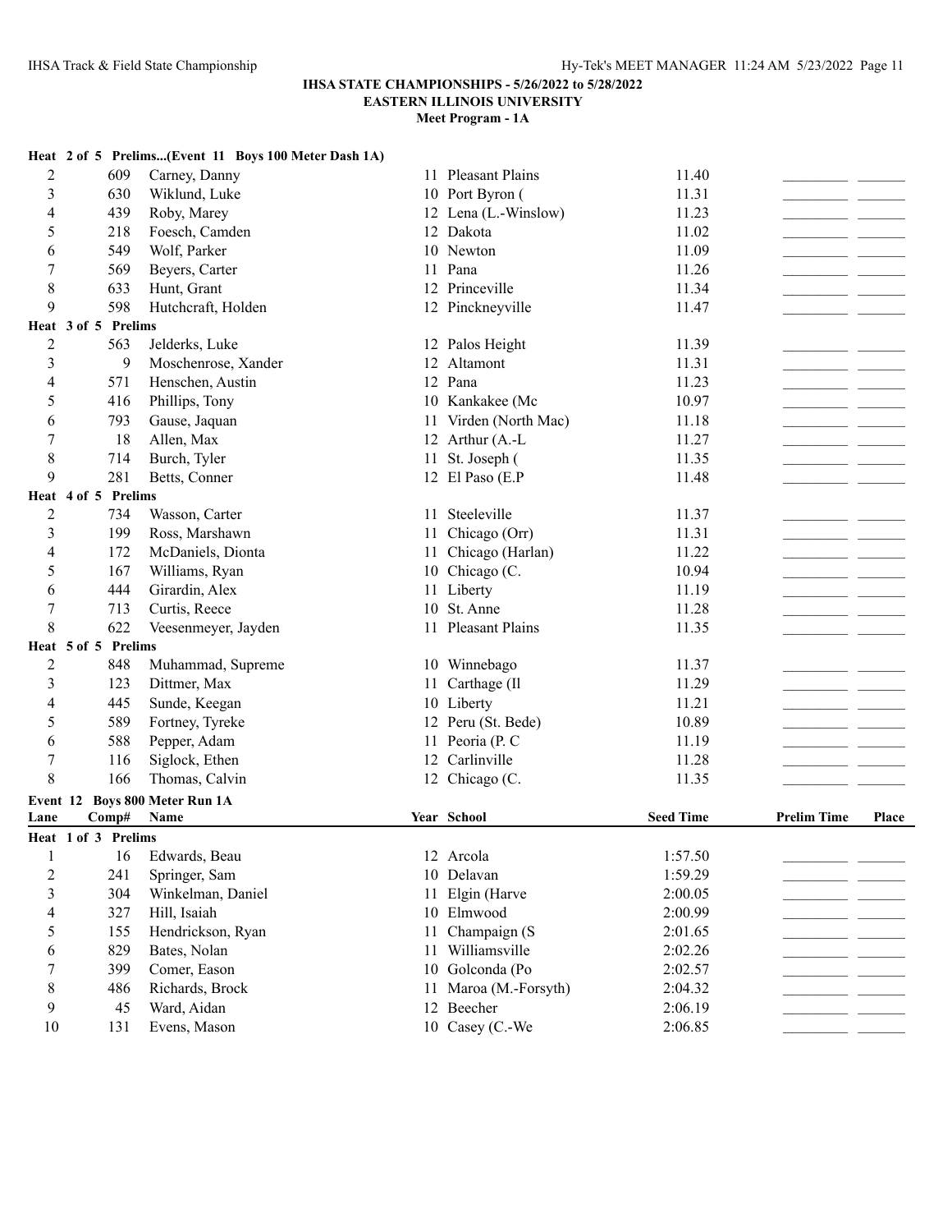**IHSA STATE CHAMPIONSHIPS - 5/26/2022 to 5/28/2022**
**EASTERN ILLINOIS UNIVERSITY**
**Meet Program - 1A**

**Heat 2 of 5 Prelims...(Event 11 Boys 100 Meter Dash 1A)**

| Lane | Comp# | Name | Year | School | Seed Time | Prelim Time | Place |
|---|---|---|---|---|---|---|---|
| 2 | 609 | Carney, Danny | 11 | Pleasant Plains | 11.40 | | |
| 3 | 630 | Wiklund, Luke | 10 | Port Byron ( | 11.31 | | |
| 4 | 439 | Roby, Marey | 12 | Lena (L.-Winslow) | 11.23 | | |
| 5 | 218 | Foesch, Camden | 12 | Dakota | 11.02 | | |
| 6 | 549 | Wolf, Parker | 10 | Newton | 11.09 | | |
| 7 | 569 | Beyers, Carter | 11 | Pana | 11.26 | | |
| 8 | 633 | Hunt, Grant | 12 | Princeville | 11.34 | | |
| 9 | 598 | Hutchcraft, Holden | 12 | Pinckneyville | 11.47 | | |
| **Heat 3 of 5 Prelims** | | | | | | | |
| 2 | 563 | Jelderks, Luke | 12 | Palos Height | 11.39 | | |
| 3 | 9 | Moschenrose, Xander | 12 | Altamont | 11.31 | | |
| 4 | 571 | Henschen, Austin | 12 | Pana | 11.23 | | |
| 5 | 416 | Phillips, Tony | 10 | Kankakee (Mc | 10.97 | | |
| 6 | 793 | Gause, Jaquan | 11 | Virden (North Mac) | 11.18 | | |
| 7 | 18 | Allen, Max | 12 | Arthur (A.-L | 11.27 | | |
| 8 | 714 | Burch, Tyler | 11 | St. Joseph ( | 11.35 | | |
| 9 | 281 | Betts, Conner | 12 | El Paso (E.P | 11.48 | | |
| **Heat 4 of 5 Prelims** | | | | | | | |
| 2 | 734 | Wasson, Carter | 11 | Steeleville | 11.37 | | |
| 3 | 199 | Ross, Marshawn | 11 | Chicago (Orr) | 11.31 | | |
| 4 | 172 | McDaniels, Dionta | 11 | Chicago (Harlan) | 11.22 | | |
| 5 | 167 | Williams, Ryan | 10 | Chicago (C. | 10.94 | | |
| 6 | 444 | Girardin, Alex | 11 | Liberty | 11.19 | | |
| 7 | 713 | Curtis, Reece | 10 | St. Anne | 11.28 | | |
| 8 | 622 | Veesenmeyer, Jayden | 11 | Pleasant Plains | 11.35 | | |
| **Heat 5 of 5 Prelims** | | | | | | | |
| 2 | 848 | Muhammad, Supreme | 10 | Winnebago | 11.37 | | |
| 3 | 123 | Dittmer, Max | 11 | Carthage (Il | 11.29 | | |
| 4 | 445 | Sunde, Keegan | 10 | Liberty | 11.21 | | |
| 5 | 589 | Fortney, Tyreke | 12 | Peru (St. Bede) | 10.89 | | |
| 6 | 588 | Pepper, Adam | 11 | Peoria (P. C | 11.19 | | |
| 7 | 116 | Siglock, Ethen | 12 | Carlinville | 11.28 | | |
| 8 | 166 | Thomas, Calvin | 12 | Chicago (C. | 11.35 | | |

**Event 12 Boys 800 Meter Run 1A**

| Lane | Comp# | Name | Year | School | Seed Time | Prelim Time | Place |
|---|---|---|---|---|---|---|---|
| **Heat 1 of 3 Prelims** | | | | | | | |
| 1 | 16 | Edwards, Beau | 12 | Arcola | 1:57.50 | | |
| 2 | 241 | Springer, Sam | 10 | Delavan | 1:59.29 | | |
| 3 | 304 | Winkelman, Daniel | 11 | Elgin (Harve | 2:00.05 | | |
| 4 | 327 | Hill, Isaiah | 10 | Elmwood | 2:00.99 | | |
| 5 | 155 | Hendrickson, Ryan | 11 | Champaign (S | 2:01.65 | | |
| 6 | 829 | Bates, Nolan | 11 | Williamsville | 2:02.26 | | |
| 7 | 399 | Comer, Eason | 10 | Golconda (Po | 2:02.57 | | |
| 8 | 486 | Richards, Brock | 11 | Maroa (M.-Forsyth) | 2:04.32 | | |
| 9 | 45 | Ward, Aidan | 12 | Beecher | 2:06.19 | | |
| 10 | 131 | Evens, Mason | 10 | Casey (C.-We | 2:06.85 | | |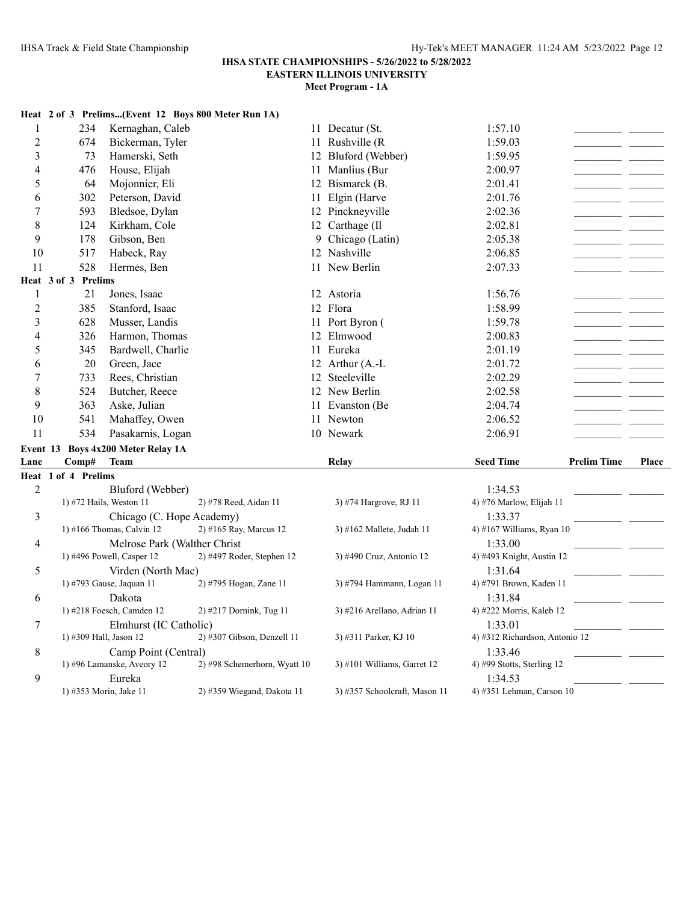**IHSA STATE CHAMPIONSHIPS - 5/26/2022 to 5/28/2022**
**EASTERN ILLINOIS UNIVERSITY**
**Meet Program - 1A**

**Heat 2 of 3 Prelims...(Event 12 Boys 800 Meter Run 1A)**

| Lane | Comp# | Name | Year | School | Seed Time | Prelim Time | Place |
|---|---|---|---|---|---|---|---|
| 1 | 234 | Kernaghan, Caleb | 11 | Decatur (St. | 1:57.10 | | |
| 2 | 674 | Bickerman, Tyler | 11 | Rushville (R | 1:59.03 | | |
| 3 | 73 | Hamerski, Seth | 12 | Bluford (Webber) | 1:59.95 | | |
| 4 | 476 | House, Elijah | 11 | Manlius (Bur | 2:00.97 | | |
| 5 | 64 | Mojonnier, Eli | 12 | Bismarck (B. | 2:01.41 | | |
| 6 | 302 | Peterson, David | 11 | Elgin (Harve | 2:01.76 | | |
| 7 | 593 | Bledsoe, Dylan | 12 | Pinckneyville | 2:02.36 | | |
| 8 | 124 | Kirkham, Cole | 12 | Carthage (Il | 2:02.81 | | |
| 9 | 178 | Gibson, Ben | 9 | Chicago (Latin) | 2:05.38 | | |
| 10 | 517 | Habeck, Ray | 12 | Nashville | 2:06.85 | | |
| 11 | 528 | Hermes, Ben | 11 | New Berlin | 2:07.33 | | |

**Heat 3 of 3 Prelims**

| Lane | Comp# | Name | Year | School | Seed Time | Prelim Time | Place |
|---|---|---|---|---|---|---|---|
| 1 | 21 | Jones, Isaac | 12 | Astoria | 1:56.76 | | |
| 2 | 385 | Stanford, Isaac | 12 | Flora | 1:58.99 | | |
| 3 | 628 | Musser, Landis | 11 | Port Byron ( | 1:59.78 | | |
| 4 | 326 | Harmon, Thomas | 12 | Elmwood | 2:00.83 | | |
| 5 | 345 | Bardwell, Charlie | 11 | Eureka | 2:01.19 | | |
| 6 | 20 | Green, Jace | 12 | Arthur (A.-L | 2:01.72 | | |
| 7 | 733 | Rees, Christian | 12 | Steeleville | 2:02.29 | | |
| 8 | 524 | Butcher, Reece | 12 | New Berlin | 2:02.58 | | |
| 9 | 363 | Aske, Julian | 11 | Evanston (Be | 2:04.74 | | |
| 10 | 541 | Mahaffey, Owen | 11 | Newton | 2:06.52 | | |
| 11 | 534 | Pasakarnis, Logan | 10 | Newark | 2:06.91 | | |

**Event 13 Boys 4x200 Meter Relay 1A**

**Heat 1 of 4 Prelims**

| Lane | Team | Relay | Seed Time | Prelim Time | Place |
|---|---|---|---|---|---|
| 2 | Bluford (Webber) | | 1:34.53 | | |
| | 1) #72 Hails, Weston 11; 2) #78 Reed, Aidan 11; 3) #74 Hargrove, RJ 11; 4) #76 Marlow, Elijah 11 | | | | |
| 3 | Chicago (C. Hope Academy) | | 1:33.37 | | |
| | 1) #166 Thomas, Calvin 12; 2) #165 Ray, Marcus 12; 3) #162 Mallete, Judah 11; 4) #167 Williams, Ryan 10 | | | | |
| 4 | Melrose Park (Walther Christ | | 1:33.00 | | |
| | 1) #496 Powell, Casper 12; 2) #497 Roder, Stephen 12; 3) #490 Cruz, Antonio 12; 4) #493 Knight, Austin 12 | | | | |
| 5 | Virden (North Mac) | | 1:31.64 | | |
| | 1) #793 Gause, Jaquan 11; 2) #795 Hogan, Zane 11; 3) #794 Hammann, Logan 11; 4) #791 Brown, Kaden 11 | | | | |
| 6 | Dakota | | 1:31.84 | | |
| | 1) #218 Foesch, Camden 12; 2) #217 Dornink, Tug 11; 3) #216 Arellano, Adrian 11; 4) #222 Morris, Kaleb 12 | | | | |
| 7 | Elmhurst (IC Catholic) | | 1:33.01 | | |
| | 1) #309 Hall, Jason 12; 2) #307 Gibson, Denzell 11; 3) #311 Parker, KJ 10; 4) #312 Richardson, Antonio 12 | | | | |
| 8 | Camp Point (Central) | | 1:33.46 | | |
| | 1) #96 Lamanske, Aveory 12; 2) #98 Schemerhorn, Wyatt 10; 3) #101 Williams, Garret 12; 4) #99 Stotts, Sterling 12 | | | | |
| 9 | Eureka | | 1:34.53 | | |
| | 1) #353 Morin, Jake 11; 2) #359 Wiegand, Dakota 11; 3) #357 Schoolcraft, Mason 11; 4) #351 Lehman, Carson 10 | | | | |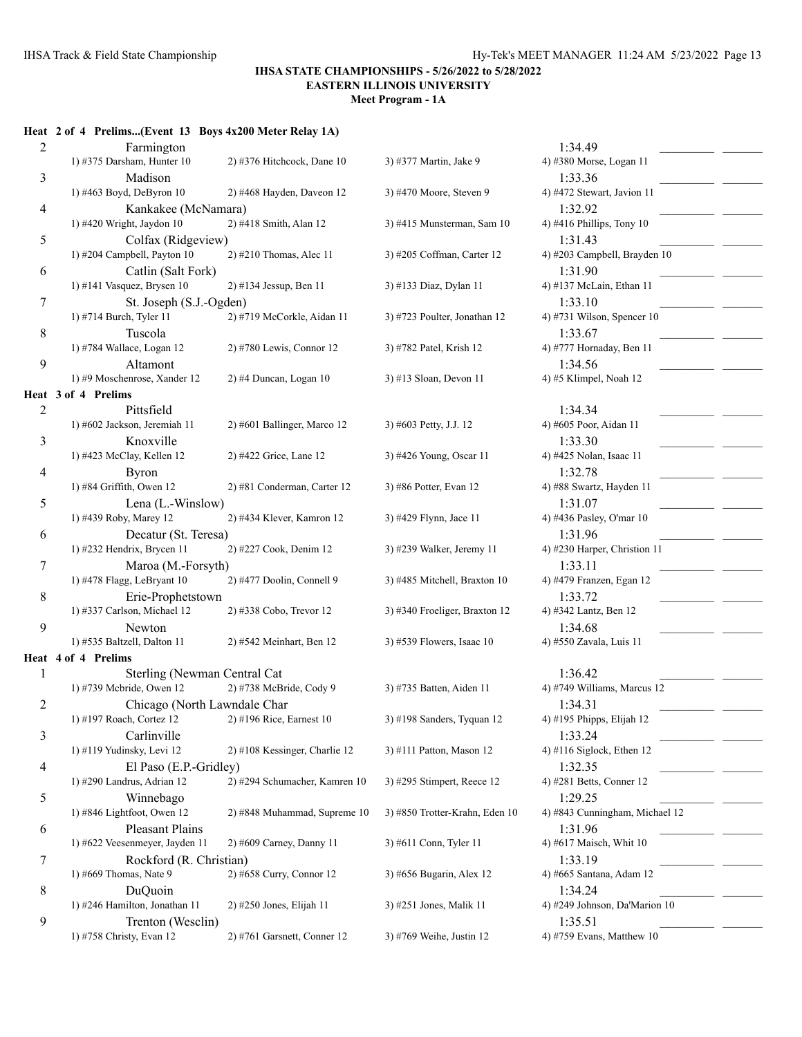**IHSA STATE CHAMPIONSHIPS - 5/26/2022 to 5/28/2022**
**EASTERN ILLINOIS UNIVERSITY**
**Meet Program - 1A**

### Heat 2 of 4 Prelims...(Event 13 Boys 4x200 Meter Relay 1A)

| Lane | Team | | | Seed |
|---|---|---|---|---|
| 2 | Farmington | | | 1:34.49 |
| | 1) #375 Darsham, Hunter 10 | 2) #376 Hitchcock, Dane 10 | 3) #377 Martin, Jake 9 | 4) #380 Morse, Logan 11 |
| 3 | Madison | | | 1:33.36 |
| | 1) #463 Boyd, DeByron 10 | 2) #468 Hayden, Daveon 12 | 3) #470 Moore, Steven 9 | 4) #472 Stewart, Javion 11 |
| 4 | Kankakee (McNamara) | | | 1:32.92 |
| | 1) #420 Wright, Jaydon 10 | 2) #418 Smith, Alan 12 | 3) #415 Munsterman, Sam 10 | 4) #416 Phillips, Tony 10 |
| 5 | Colfax (Ridgeview) | | | 1:31.43 |
| | 1) #204 Campbell, Payton 10 | 2) #210 Thomas, Alec 11 | 3) #205 Coffman, Carter 12 | 4) #203 Campbell, Brayden 10 |
| 6 | Catlin (Salt Fork) | | | 1:31.90 |
| | 1) #141 Vasquez, Brysen 10 | 2) #134 Jessup, Ben 11 | 3) #133 Diaz, Dylan 11 | 4) #137 McLain, Ethan 11 |
| 7 | St. Joseph (S.J.-Ogden) | | | 1:33.10 |
| | 1) #714 Burch, Tyler 11 | 2) #719 McCorkle, Aidan 11 | 3) #723 Poulter, Jonathan 12 | 4) #731 Wilson, Spencer 10 |
| 8 | Tuscola | | | 1:33.67 |
| | 1) #784 Wallace, Logan 12 | 2) #780 Lewis, Connor 12 | 3) #782 Patel, Krish 12 | 4) #777 Hornaday, Ben 11 |
| 9 | Altamont | | | 1:34.56 |
| | 1) #9 Moschenrose, Xander 12 | 2) #4 Duncan, Logan 10 | 3) #13 Sloan, Devon 11 | 4) #5 Klimpel, Noah 12 |

### Heat 3 of 4 Prelims

| Lane | Team | | | Seed |
|---|---|---|---|---|
| 2 | Pittsfield | | | 1:34.34 |
| | 1) #602 Jackson, Jeremiah 11 | 2) #601 Ballinger, Marco 12 | 3) #603 Petty, J.J. 12 | 4) #605 Poor, Aidan 11 |
| 3 | Knoxville | | | 1:33.30 |
| | 1) #423 McClay, Kellen 12 | 2) #422 Grice, Lane 12 | 3) #426 Young, Oscar 11 | 4) #425 Nolan, Isaac 11 |
| 4 | Byron | | | 1:32.78 |
| | 1) #84 Griffith, Owen 12 | 2) #81 Conderman, Carter 12 | 3) #86 Potter, Evan 12 | 4) #88 Swartz, Hayden 11 |
| 5 | Lena (L.-Winslow) | | | 1:31.07 |
| | 1) #439 Roby, Marey 12 | 2) #434 Klever, Kamron 12 | 3) #429 Flynn, Jace 11 | 4) #436 Pasley, O'mar 10 |
| 6 | Decatur (St. Teresa) | | | 1:31.96 |
| | 1) #232 Hendrix, Brycen 11 | 2) #227 Cook, Denim 12 | 3) #239 Walker, Jeremy 11 | 4) #230 Harper, Christion 11 |
| 7 | Maroa (M.-Forsyth) | | | 1:33.11 |
| | 1) #478 Flagg, LeBryant 10 | 2) #477 Doolin, Connell 9 | 3) #485 Mitchell, Braxton 10 | 4) #479 Franzen, Egan 12 |
| 8 | Erie-Prophetstown | | | 1:33.72 |
| | 1) #337 Carlson, Michael 12 | 2) #338 Cobo, Trevor 12 | 3) #340 Froeliger, Braxton 12 | 4) #342 Lantz, Ben 12 |
| 9 | Newton | | | 1:34.68 |
| | 1) #535 Baltzell, Dalton 11 | 2) #542 Meinhart, Ben 12 | 3) #539 Flowers, Isaac 10 | 4) #550 Zavala, Luis 11 |

### Heat 4 of 4 Prelims

| Lane | Team | | | Seed |
|---|---|---|---|---|
| 1 | Sterling (Newman Central Cat | | | 1:36.42 |
| | 1) #739 Mcbride, Owen 12 | 2) #738 McBride, Cody 9 | 3) #735 Batten, Aiden 11 | 4) #749 Williams, Marcus 12 |
| 2 | Chicago (North Lawndale Char | | | 1:34.31 |
| | 1) #197 Roach, Cortez 12 | 2) #196 Rice, Earnest 10 | 3) #198 Sanders, Tyquan 12 | 4) #195 Phipps, Elijah 12 |
| 3 | Carlinville | | | 1:33.24 |
| | 1) #119 Yudinsky, Levi 12 | 2) #108 Kessinger, Charlie 12 | 3) #111 Patton, Mason 12 | 4) #116 Siglock, Ethen 12 |
| 4 | El Paso (E.P.-Gridley) | | | 1:32.35 |
| | 1) #290 Landrus, Adrian 12 | 2) #294 Schumacher, Kamren 10 | 3) #295 Stimpert, Reece 12 | 4) #281 Betts, Conner 12 |
| 5 | Winnebago | | | 1:29.25 |
| | 1) #846 Lightfoot, Owen 12 | 2) #848 Muhammad, Supreme 10 | 3) #850 Trotter-Krahn, Eden 10 | 4) #843 Cunningham, Michael 12 |
| 6 | Pleasant Plains | | | 1:31.96 |
| | 1) #622 Veesenmeyer, Jayden 11 | 2) #609 Carney, Danny 11 | 3) #611 Conn, Tyler 11 | 4) #617 Maisch, Whit 10 |
| 7 | Rockford (R. Christian) | | | 1:33.19 |
| | 1) #669 Thomas, Nate 9 | 2) #658 Curry, Connor 12 | 3) #656 Bugarin, Alex 12 | 4) #665 Santana, Adam 12 |
| 8 | DuQuoin | | | 1:34.24 |
| | 1) #246 Hamilton, Jonathan 11 | 2) #250 Jones, Elijah 11 | 3) #251 Jones, Malik 11 | 4) #249 Johnson, Da'Marion 10 |
| 9 | Trenton (Wesclin) | | | 1:35.51 |
| | 1) #758 Christy, Evan 12 | 2) #761 Garsnett, Conner 12 | 3) #769 Weihe, Justin 12 | 4) #759 Evans, Matthew 10 |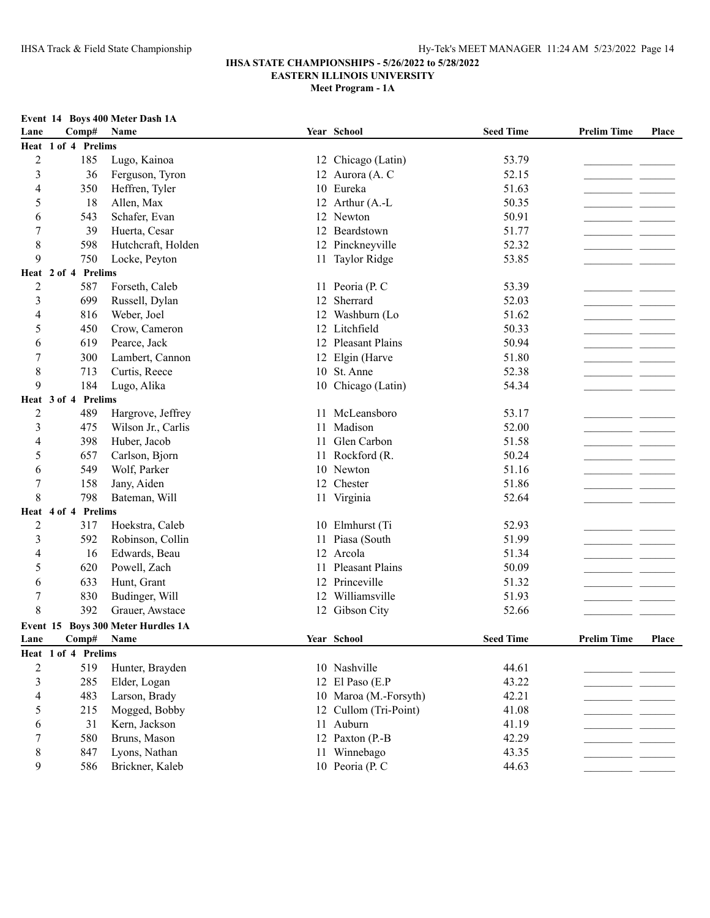## IHSA STATE CHAMPIONSHIPS - 5/26/2022 to 5/28/2022

**EASTERN ILLINOIS UNIVERSITY**

**Meet Program - 1A**

### Event 14 Boys 400 Meter Dash 1A

| Lane | Comp# | Name | Year | School | Seed Time | Prelim Time | Place |
|---|---|---|---|---|---|---|---|
| **Heat 1 of 4 Prelims** | | | | | | | |
| 2 | 185 | Lugo, Kainoa | 12 | Chicago (Latin) | 53.79 | | |
| 3 | 36 | Ferguson, Tyron | 12 | Aurora (A. C | 52.15 | | |
| 4 | 350 | Heffren, Tyler | 10 | Eureka | 51.63 | | |
| 5 | 18 | Allen, Max | 12 | Arthur (A.-L | 50.35 | | |
| 6 | 543 | Schafer, Evan | 12 | Newton | 50.91 | | |
| 7 | 39 | Huerta, Cesar | 12 | Beardstown | 51.77 | | |
| 8 | 598 | Hutchcraft, Holden | 12 | Pinckneyville | 52.32 | | |
| 9 | 750 | Locke, Peyton | 11 | Taylor Ridge | 53.85 | | |
| **Heat 2 of 4 Prelims** | | | | | | | |
| 2 | 587 | Forseth, Caleb | 11 | Peoria (P. C | 53.39 | | |
| 3 | 699 | Russell, Dylan | 12 | Sherrard | 52.03 | | |
| 4 | 816 | Weber, Joel | 12 | Washburn (Lo | 51.62 | | |
| 5 | 450 | Crow, Cameron | 12 | Litchfield | 50.33 | | |
| 6 | 619 | Pearce, Jack | 12 | Pleasant Plains | 50.94 | | |
| 7 | 300 | Lambert, Cannon | 12 | Elgin (Harve | 51.80 | | |
| 8 | 713 | Curtis, Reece | 10 | St. Anne | 52.38 | | |
| 9 | 184 | Lugo, Alika | 10 | Chicago (Latin) | 54.34 | | |
| **Heat 3 of 4 Prelims** | | | | | | | |
| 2 | 489 | Hargrove, Jeffrey | 11 | McLeansboro | 53.17 | | |
| 3 | 475 | Wilson Jr., Carlis | 11 | Madison | 52.00 | | |
| 4 | 398 | Huber, Jacob | 11 | Glen Carbon | 51.58 | | |
| 5 | 657 | Carlson, Bjorn | 11 | Rockford (R. | 50.24 | | |
| 6 | 549 | Wolf, Parker | 10 | Newton | 51.16 | | |
| 7 | 158 | Jany, Aiden | 12 | Chester | 51.86 | | |
| 8 | 798 | Bateman, Will | 11 | Virginia | 52.64 | | |
| **Heat 4 of 4 Prelims** | | | | | | | |
| 2 | 317 | Hoekstra, Caleb | 10 | Elmhurst (Ti | 52.93 | | |
| 3 | 592 | Robinson, Collin | 11 | Piasa (South | 51.99 | | |
| 4 | 16 | Edwards, Beau | 12 | Arcola | 51.34 | | |
| 5 | 620 | Powell, Zach | 11 | Pleasant Plains | 50.09 | | |
| 6 | 633 | Hunt, Grant | 12 | Princeville | 51.32 | | |
| 7 | 830 | Budinger, Will | 12 | Williamsville | 51.93 | | |
| 8 | 392 | Grauer, Awstace | 12 | Gibson City | 52.66 | | |

### Event 15 Boys 300 Meter Hurdles 1A

| Lane | Comp# | Name | Year | School | Seed Time | Prelim Time | Place |
|---|---|---|---|---|---|---|---|
| **Heat 1 of 4 Prelims** | | | | | | | |
| 2 | 519 | Hunter, Brayden | 10 | Nashville | 44.61 | | |
| 3 | 285 | Elder, Logan | 12 | El Paso (E.P | 43.22 | | |
| 4 | 483 | Larson, Brady | 10 | Maroa (M.-Forsyth) | 42.21 | | |
| 5 | 215 | Mogged, Bobby | 12 | Cullom (Tri-Point) | 41.08 | | |
| 6 | 31 | Kern, Jackson | 11 | Auburn | 41.19 | | |
| 7 | 580 | Bruns, Mason | 12 | Paxton (P.-B | 42.29 | | |
| 8 | 847 | Lyons, Nathan | 11 | Winnebago | 43.35 | | |
| 9 | 586 | Brickner, Kaleb | 10 | Peoria (P. C | 44.63 | | |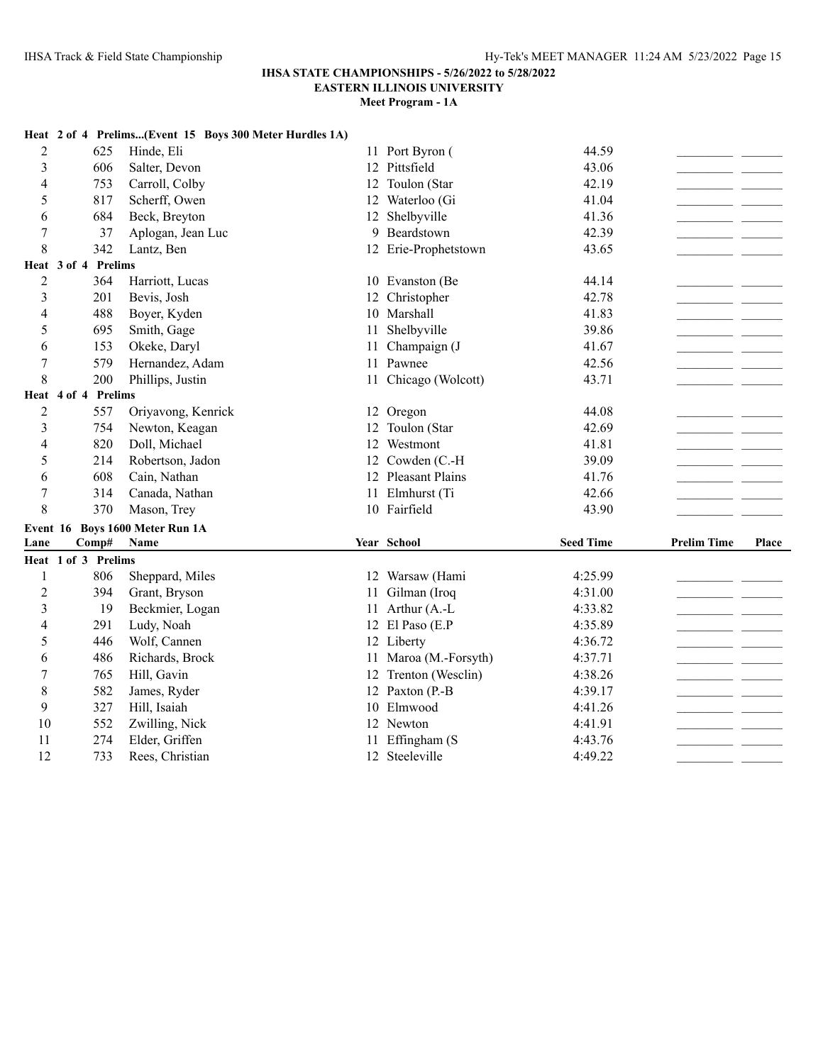**IHSA STATE CHAMPIONSHIPS - 5/26/2022 to 5/28/2022**
**EASTERN ILLINOIS UNIVERSITY**
**Meet Program - 1A**

**Heat 2 of 4 Prelims...(Event 15 Boys 300 Meter Hurdles 1A)**

| Lane | Comp# | Name | Year | School | Seed Time | Prelim Time | Place |
|---|---|---|---|---|---|---|---|
| 2 | 625 | Hinde, Eli | 11 | Port Byron ( | 44.59 | | |
| 3 | 606 | Salter, Devon | 12 | Pittsfield | 43.06 | | |
| 4 | 753 | Carroll, Colby | 12 | Toulon (Star | 42.19 | | |
| 5 | 817 | Scherff, Owen | 12 | Waterloo (Gi | 41.04 | | |
| 6 | 684 | Beck, Breyton | 12 | Shelbyville | 41.36 | | |
| 7 | 37 | Aplogan, Jean Luc | 9 | Beardstown | 42.39 | | |
| 8 | 342 | Lantz, Ben | 12 | Erie-Prophetstown | 43.65 | | |

**Heat 3 of 4 Prelims**

| Lane | Comp# | Name | Year | School | Seed Time | Prelim Time | Place |
|---|---|---|---|---|---|---|---|
| 2 | 364 | Harriott, Lucas | 10 | Evanston (Be | 44.14 | | |
| 3 | 201 | Bevis, Josh | 12 | Christopher | 42.78 | | |
| 4 | 488 | Boyer, Kyden | 10 | Marshall | 41.83 | | |
| 5 | 695 | Smith, Gage | 11 | Shelbyville | 39.86 | | |
| 6 | 153 | Okeke, Daryl | 11 | Champaign (J | 41.67 | | |
| 7 | 579 | Hernandez, Adam | 11 | Pawnee | 42.56 | | |
| 8 | 200 | Phillips, Justin | 11 | Chicago (Wolcott) | 43.71 | | |

**Heat 4 of 4 Prelims**

| Lane | Comp# | Name | Year | School | Seed Time | Prelim Time | Place |
|---|---|---|---|---|---|---|---|
| 2 | 557 | Oriyavong, Kenrick | 12 | Oregon | 44.08 | | |
| 3 | 754 | Newton, Keagan | 12 | Toulon (Star | 42.69 | | |
| 4 | 820 | Doll, Michael | 12 | Westmont | 41.81 | | |
| 5 | 214 | Robertson, Jadon | 12 | Cowden (C.-H | 39.09 | | |
| 6 | 608 | Cain, Nathan | 12 | Pleasant Plains | 41.76 | | |
| 7 | 314 | Canada, Nathan | 11 | Elmhurst (Ti | 42.66 | | |
| 8 | 370 | Mason, Trey | 10 | Fairfield | 43.90 | | |

**Event 16 Boys 1600 Meter Run 1A**

**Heat 1 of 3 Prelims**

| Lane | Comp# | Name | Year | School | Seed Time | Prelim Time | Place |
|---|---|---|---|---|---|---|---|
| 1 | 806 | Sheppard, Miles | 12 | Warsaw (Hami | 4:25.99 | | |
| 2 | 394 | Grant, Bryson | 11 | Gilman (Iroq | 4:31.00 | | |
| 3 | 19 | Beckmier, Logan | 11 | Arthur (A.-L | 4:33.82 | | |
| 4 | 291 | Ludy, Noah | 12 | El Paso (E.P | 4:35.89 | | |
| 5 | 446 | Wolf, Cannen | 12 | Liberty | 4:36.72 | | |
| 6 | 486 | Richards, Brock | 11 | Maroa (M.-Forsyth) | 4:37.71 | | |
| 7 | 765 | Hill, Gavin | 12 | Trenton (Wesclin) | 4:38.26 | | |
| 8 | 582 | James, Ryder | 12 | Paxton (P.-B | 4:39.17 | | |
| 9 | 327 | Hill, Isaiah | 10 | Elmwood | 4:41.26 | | |
| 10 | 552 | Zwilling, Nick | 12 | Newton | 4:41.91 | | |
| 11 | 274 | Elder, Griffen | 11 | Effingham (S | 4:43.76 | | |
| 12 | 733 | Rees, Christian | 12 | Steeleville | 4:49.22 | | |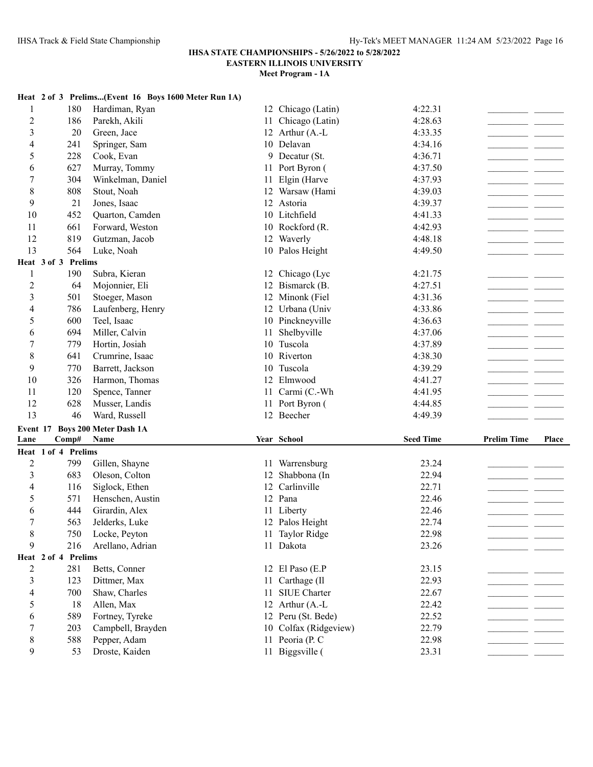**IHSA STATE CHAMPIONSHIPS - 5/26/2022 to 5/28/2022**
**EASTERN ILLINOIS UNIVERSITY**
**Meet Program - 1A**

**Heat 2 of 3 Prelims...(Event 16 Boys 1600 Meter Run 1A)**

| Lane | Comp# | Name | Year | School | Seed Time | Prelim Time | Place |
|---|---|---|---|---|---|---|---|
| 1 | 180 | Hardiman, Ryan | 12 | Chicago (Latin) | 4:22.31 | ________ | ______ |
| 2 | 186 | Parekh, Akili | 11 | Chicago (Latin) | 4:28.63 | ________ | ______ |
| 3 | 20 | Green, Jace | 12 | Arthur (A.-L | 4:33.35 | ________ | ______ |
| 4 | 241 | Springer, Sam | 10 | Delavan | 4:34.16 | ________ | ______ |
| 5 | 228 | Cook, Evan | 9 | Decatur (St. | 4:36.71 | ________ | ______ |
| 6 | 627 | Murray, Tommy | 11 | Port Byron ( | 4:37.50 | ________ | ______ |
| 7 | 304 | Winkelman, Daniel | 11 | Elgin (Harve | 4:37.93 | ________ | ______ |
| 8 | 808 | Stout, Noah | 12 | Warsaw (Hami | 4:39.03 | ________ | ______ |
| 9 | 21 | Jones, Isaac | 12 | Astoria | 4:39.37 | ________ | ______ |
| 10 | 452 | Quarton, Camden | 10 | Litchfield | 4:41.33 | ________ | ______ |
| 11 | 661 | Forward, Weston | 10 | Rockford (R. | 4:42.93 | ________ | ______ |
| 12 | 819 | Gutzman, Jacob | 12 | Waverly | 4:48.18 | ________ | ______ |
| 13 | 564 | Luke, Noah | 10 | Palos Height | 4:49.50 | ________ | ______ |

**Heat 3 of 3 Prelims**

| Lane | Comp# | Name | Year | School | Seed Time | Prelim Time | Place |
|---|---|---|---|---|---|---|---|
| 1 | 190 | Subra, Kieran | 12 | Chicago (Lyc | 4:21.75 | ________ | ______ |
| 2 | 64 | Mojonnier, Eli | 12 | Bismarck (B. | 4:27.51 | ________ | ______ |
| 3 | 501 | Stoeger, Mason | 12 | Minonk (Fiel | 4:31.36 | ________ | ______ |
| 4 | 786 | Laufenberg, Henry | 12 | Urbana (Univ | 4:33.86 | ________ | ______ |
| 5 | 600 | Teel, Isaac | 10 | Pinckneyville | 4:36.63 | ________ | ______ |
| 6 | 694 | Miller, Calvin | 11 | Shelbyville | 4:37.06 | ________ | ______ |
| 7 | 779 | Hortin, Josiah | 10 | Tuscola | 4:37.89 | ________ | ______ |
| 8 | 641 | Crumrine, Isaac | 10 | Riverton | 4:38.30 | ________ | ______ |
| 9 | 770 | Barrett, Jackson | 10 | Tuscola | 4:39.29 | ________ | ______ |
| 10 | 326 | Harmon, Thomas | 12 | Elmwood | 4:41.27 | ________ | ______ |
| 11 | 120 | Spence, Tanner | 11 | Carmi (C.-Wh | 4:41.95 | ________ | ______ |
| 12 | 628 | Musser, Landis | 11 | Port Byron ( | 4:44.85 | ________ | ______ |
| 13 | 46 | Ward, Russell | 12 | Beecher | 4:49.39 | ________ | ______ |

**Event 17 Boys 200 Meter Dash 1A**

**Heat 1 of 4 Prelims**

| Lane | Comp# | Name | Year | School | Seed Time | Prelim Time | Place |
|---|---|---|---|---|---|---|---|
| 2 | 799 | Gillen, Shayne | 11 | Warrensburg | 23.24 | ________ | ______ |
| 3 | 683 | Oleson, Colton | 12 | Shabbona (In | 22.94 | ________ | ______ |
| 4 | 116 | Siglock, Ethen | 12 | Carlinville | 22.71 | ________ | ______ |
| 5 | 571 | Henschen, Austin | 12 | Pana | 22.46 | ________ | ______ |
| 6 | 444 | Girardin, Alex | 11 | Liberty | 22.46 | ________ | ______ |
| 7 | 563 | Jelderks, Luke | 12 | Palos Height | 22.74 | ________ | ______ |
| 8 | 750 | Locke, Peyton | 11 | Taylor Ridge | 22.98 | ________ | ______ |
| 9 | 216 | Arellano, Adrian | 11 | Dakota | 23.26 | ________ | ______ |

**Heat 2 of 4 Prelims**

| Lane | Comp# | Name | Year | School | Seed Time | Prelim Time | Place |
|---|---|---|---|---|---|---|---|
| 2 | 281 | Betts, Conner | 12 | El Paso (E.P | 23.15 | ________ | ______ |
| 3 | 123 | Dittmer, Max | 11 | Carthage (Il | 22.93 | ________ | ______ |
| 4 | 700 | Shaw, Charles | 11 | SIUE Charter | 22.67 | ________ | ______ |
| 5 | 18 | Allen, Max | 12 | Arthur (A.-L | 22.42 | ________ | ______ |
| 6 | 589 | Fortney, Tyreke | 12 | Peru (St. Bede) | 22.52 | ________ | ______ |
| 7 | 203 | Campbell, Brayden | 10 | Colfax (Ridgeview) | 22.79 | ________ | ______ |
| 8 | 588 | Pepper, Adam | 11 | Peoria (P. C | 22.98 | ________ | ______ |
| 9 | 53 | Droste, Kaiden | 11 | Biggsville ( | 23.31 | ________ | ______ |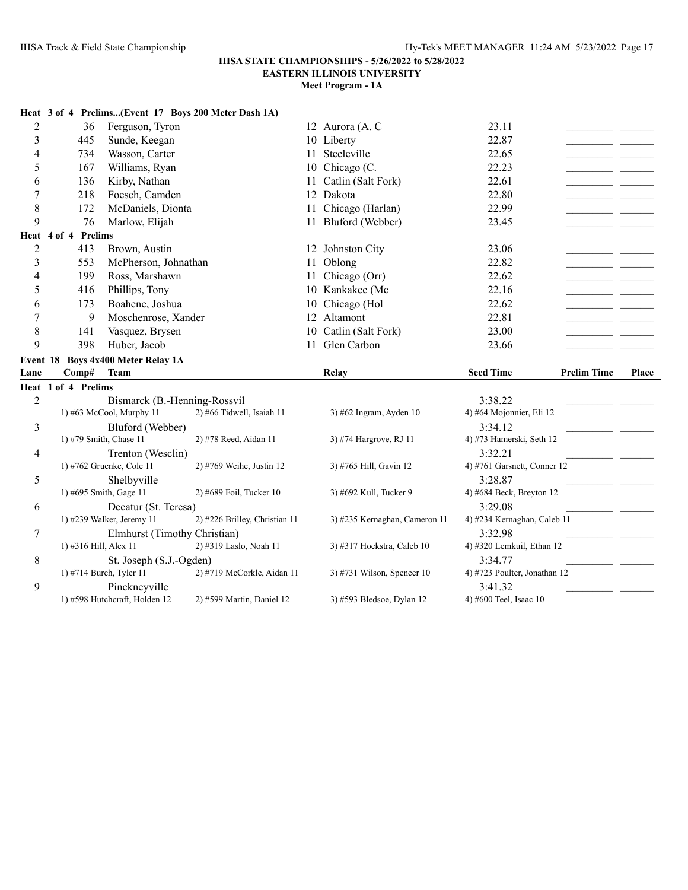**IHSA STATE CHAMPIONSHIPS - 5/26/2022 to 5/28/2022**
**EASTERN ILLINOIS UNIVERSITY**
**Meet Program - 1A**

**Heat 3 of 4 Prelims...(Event 17 Boys 200 Meter Dash 1A)**

| Lane | Comp# | Name | Year | School | Seed Time | Prelim Time | Place |
|---|---|---|---|---|---|---|---|
| 2 | 36 | Ferguson, Tyron | 12 | Aurora (A. C | 23.11 | | |
| 3 | 445 | Sunde, Keegan | 10 | Liberty | 22.87 | | |
| 4 | 734 | Wasson, Carter | 11 | Steeleville | 22.65 | | |
| 5 | 167 | Williams, Ryan | 10 | Chicago (C. | 22.23 | | |
| 6 | 136 | Kirby, Nathan | 11 | Catlin (Salt Fork) | 22.61 | | |
| 7 | 218 | Foesch, Camden | 12 | Dakota | 22.80 | | |
| 8 | 172 | McDaniels, Dionta | 11 | Chicago (Harlan) | 22.99 | | |
| 9 | 76 | Marlow, Elijah | 11 | Bluford (Webber) | 23.45 | | |

**Heat 4 of 4 Prelims**

| Lane | Comp# | Name | Year | School | Seed Time | Prelim Time | Place |
|---|---|---|---|---|---|---|---|
| 2 | 413 | Brown, Austin | 12 | Johnston City | 23.06 | | |
| 3 | 553 | McPherson, Johnathan | 11 | Oblong | 22.82 | | |
| 4 | 199 | Ross, Marshawn | 11 | Chicago (Orr) | 22.62 | | |
| 5 | 416 | Phillips, Tony | 10 | Kankakee (Mc | 22.16 | | |
| 6 | 173 | Boahene, Joshua | 10 | Chicago (Hol | 22.62 | | |
| 7 | 9 | Moschenrose, Xander | 12 | Altamont | 22.81 | | |
| 8 | 141 | Vasquez, Brysen | 10 | Catlin (Salt Fork) | 23.00 | | |
| 9 | 398 | Huber, Jacob | 11 | Glen Carbon | 23.66 | | |

**Event 18 Boys 4x400 Meter Relay 1A**

**Heat 1 of 4 Prelims**

| Lane | Team | Relay | Seed Time | Prelim Time | Place |
|---|---|---|---|---|---|
| 2 | Bismarck (B.-Henning-Rossvil<br>1) #63 McCool, Murphy 11 2) #66 Tidwell, Isaiah 11 3) #62 Ingram, Ayden 10 4) #64 Mojonnier, Eli 12 | | 3:38.22 | | |
| 3 | Bluford (Webber)<br>1) #79 Smith, Chase 11 2) #78 Reed, Aidan 11 3) #74 Hargrove, RJ 11 4) #73 Hamerski, Seth 12 | | 3:34.12 | | |
| 4 | Trenton (Wesclin)<br>1) #762 Gruenke, Cole 11 2) #769 Weihe, Justin 12 3) #765 Hill, Gavin 12 4) #761 Garsnett, Conner 12 | | 3:32.21 | | |
| 5 | Shelbyville<br>1) #695 Smith, Gage 11 2) #689 Foil, Tucker 10 3) #692 Kull, Tucker 9 4) #684 Beck, Breyton 12 | | 3:28.87 | | |
| 6 | Decatur (St. Teresa)<br>1) #239 Walker, Jeremy 11 2) #226 Brilley, Christian 11 3) #235 Kernaghan, Cameron 11 4) #234 Kernaghan, Caleb 11 | | 3:29.08 | | |
| 7 | Elmhurst (Timothy Christian)<br>1) #316 Hill, Alex 11 2) #319 Laslo, Noah 11 3) #317 Hoekstra, Caleb 10 4) #320 Lemkuil, Ethan 12 | | 3:32.98 | | |
| 8 | St. Joseph (S.J.-Ogden)<br>1) #714 Burch, Tyler 11 2) #719 McCorkle, Aidan 11 3) #731 Wilson, Spencer 10 4) #723 Poulter, Jonathan 12 | | 3:34.77 | | |
| 9 | Pinckneyville<br>1) #598 Hutchcraft, Holden 12 2) #599 Martin, Daniel 12 3) #593 Bledsoe, Dylan 12 4) #600 Teel, Isaac 10 | | 3:41.32 | | |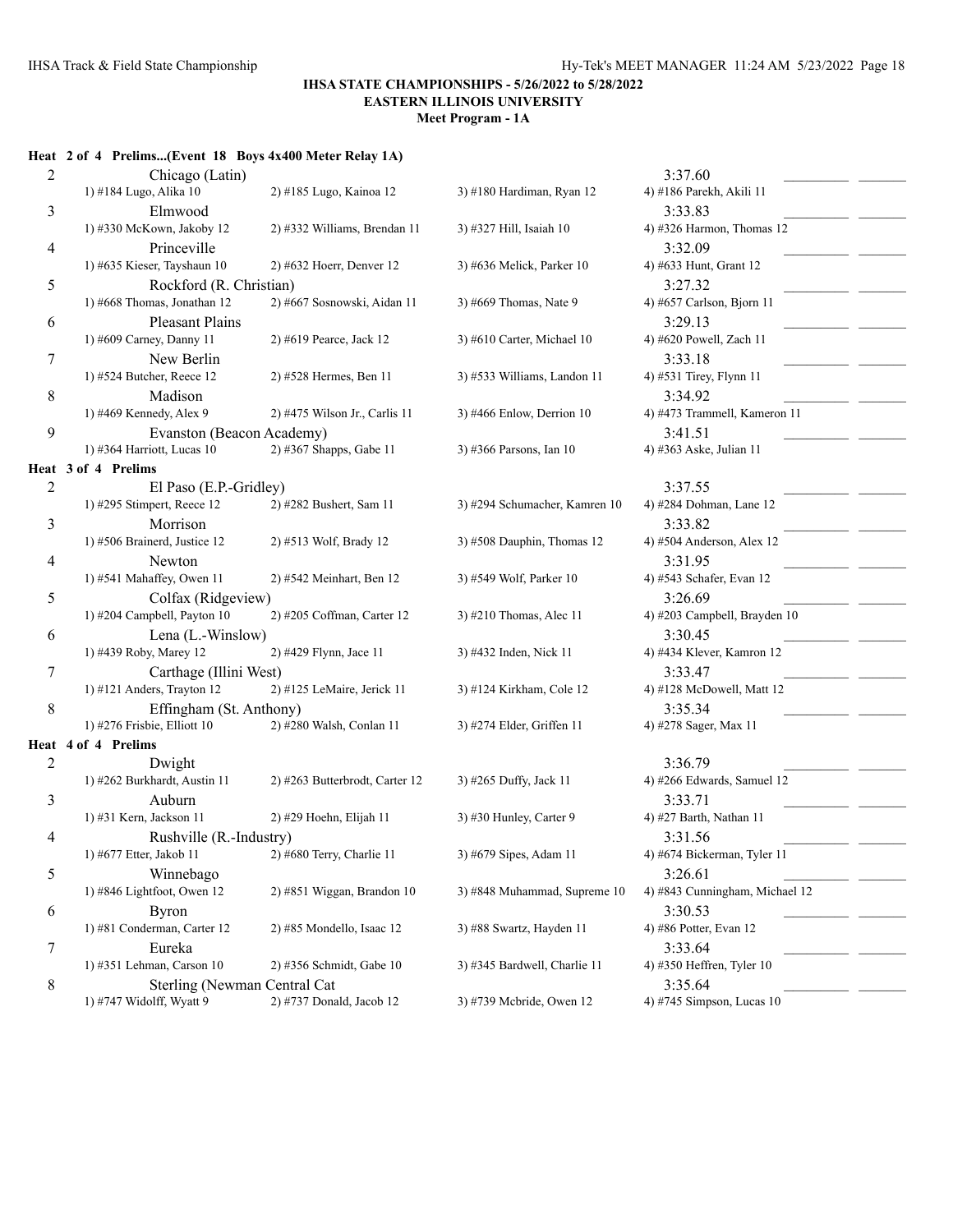**IHSA STATE CHAMPIONSHIPS - 5/26/2022 to 5/28/2022**
**EASTERN ILLINOIS UNIVERSITY**
**Meet Program - 1A**

**Heat 2 of 4 Prelims...(Event 18 Boys 4x400 Meter Relay 1A)**

| | | | | | |
|---|---|---|---|---|---|
| 2 | Chicago (Latin) | | | | 3:37.60 |
| | 1) #184 Lugo, Alika 10 | 2) #185 Lugo, Kainoa 12 | 3) #180 Hardiman, Ryan 12 | 4) #186 Parekh, Akili 11 | |
| 3 | Elmwood | | | | 3:33.83 |
| | 1) #330 McKown, Jakoby 12 | 2) #332 Williams, Brendan 11 | 3) #327 Hill, Isaiah 10 | 4) #326 Harmon, Thomas 12 | |
| 4 | Princeville | | | | 3:32.09 |
| | 1) #635 Kieser, Tayshaun 10 | 2) #632 Hoerr, Denver 12 | 3) #636 Melick, Parker 10 | 4) #633 Hunt, Grant 12 | |
| 5 | Rockford (R. Christian) | | | | 3:27.32 |
| | 1) #668 Thomas, Jonathan 12 | 2) #667 Sosnowski, Aidan 11 | 3) #669 Thomas, Nate 9 | 4) #657 Carlson, Bjorn 11 | |
| 6 | Pleasant Plains | | | | 3:29.13 |
| | 1) #609 Carney, Danny 11 | 2) #619 Pearce, Jack 12 | 3) #610 Carter, Michael 10 | 4) #620 Powell, Zach 11 | |
| 7 | New Berlin | | | | 3:33.18 |
| | 1) #524 Butcher, Reece 12 | 2) #528 Hermes, Ben 11 | 3) #533 Williams, Landon 11 | 4) #531 Tirey, Flynn 11 | |
| 8 | Madison | | | | 3:34.92 |
| | 1) #469 Kennedy, Alex 9 | 2) #475 Wilson Jr., Carlis 11 | 3) #466 Enlow, Derrion 10 | 4) #473 Trammell, Kameron 11 | |
| 9 | Evanston (Beacon Academy) | | | | 3:41.51 |
| | 1) #364 Harriott, Lucas 10 | 2) #367 Shapps, Gabe 11 | 3) #366 Parsons, Ian 10 | 4) #363 Aske, Julian 11 | |

**Heat 3 of 4 Prelims**

| | | | | | |
|---|---|---|---|---|---|
| 2 | El Paso (E.P.-Gridley) | | | | 3:37.55 |
| | 1) #295 Stimpert, Reece 12 | 2) #282 Bushert, Sam 11 | 3) #294 Schumacher, Kamren 10 | 4) #284 Dohman, Lane 12 | |
| 3 | Morrison | | | | 3:33.82 |
| | 1) #506 Brainerd, Justice 12 | 2) #513 Wolf, Brady 12 | 3) #508 Dauphin, Thomas 12 | 4) #504 Anderson, Alex 12 | |
| 4 | Newton | | | | 3:31.95 |
| | 1) #541 Mahaffey, Owen 11 | 2) #542 Meinhart, Ben 12 | 3) #549 Wolf, Parker 10 | 4) #543 Schafer, Evan 12 | |
| 5 | Colfax (Ridgeview) | | | | 3:26.69 |
| | 1) #204 Campbell, Payton 10 | 2) #205 Coffman, Carter 12 | 3) #210 Thomas, Alec 11 | 4) #203 Campbell, Brayden 10 | |
| 6 | Lena (L.-Winslow) | | | | 3:30.45 |
| | 1) #439 Roby, Marey 12 | 2) #429 Flynn, Jace 11 | 3) #432 Inden, Nick 11 | 4) #434 Klever, Kamron 12 | |
| 7 | Carthage (Illini West) | | | | 3:33.47 |
| | 1) #121 Anders, Trayton 12 | 2) #125 LeMaire, Jerick 11 | 3) #124 Kirkham, Cole 12 | 4) #128 McDowell, Matt 12 | |
| 8 | Effingham (St. Anthony) | | | | 3:35.34 |
| | 1) #276 Frisbie, Elliott 10 | 2) #280 Walsh, Conlan 11 | 3) #274 Elder, Griffen 11 | 4) #278 Sager, Max 11 | |

**Heat 4 of 4 Prelims**

| | | | | | |
|---|---|---|---|---|---|
| 2 | Dwight | | | | 3:36.79 |
| | 1) #262 Burkhardt, Austin 11 | 2) #263 Butterbrodt, Carter 12 | 3) #265 Duffy, Jack 11 | 4) #266 Edwards, Samuel 12 | |
| 3 | Auburn | | | | 3:33.71 |
| | 1) #31 Kern, Jackson 11 | 2) #29 Hoehn, Elijah 11 | 3) #30 Hunley, Carter 9 | 4) #27 Barth, Nathan 11 | |
| 4 | Rushville (R.-Industry) | | | | 3:31.56 |
| | 1) #677 Etter, Jakob 11 | 2) #680 Terry, Charlie 11 | 3) #679 Sipes, Adam 11 | 4) #674 Bickerman, Tyler 11 | |
| 5 | Winnebago | | | | 3:26.61 |
| | 1) #846 Lightfoot, Owen 12 | 2) #851 Wiggan, Brandon 10 | 3) #848 Muhammad, Supreme 10 | 4) #843 Cunningham, Michael 12 | |
| 6 | Byron | | | | 3:30.53 |
| | 1) #81 Conderman, Carter 12 | 2) #85 Mondello, Isaac 12 | 3) #88 Swartz, Hayden 11 | 4) #86 Potter, Evan 12 | |
| 7 | Eureka | | | | 3:33.64 |
| | 1) #351 Lehman, Carson 10 | 2) #356 Schmidt, Gabe 10 | 3) #345 Bardwell, Charlie 11 | 4) #350 Heffren, Tyler 10 | |
| 8 | Sterling (Newman Central Cat | | | | 3:35.64 |
| | 1) #747 Widolff, Wyatt 9 | 2) #737 Donald, Jacob 12 | 3) #739 Mcbride, Owen 12 | 4) #745 Simpson, Lucas 10 | |